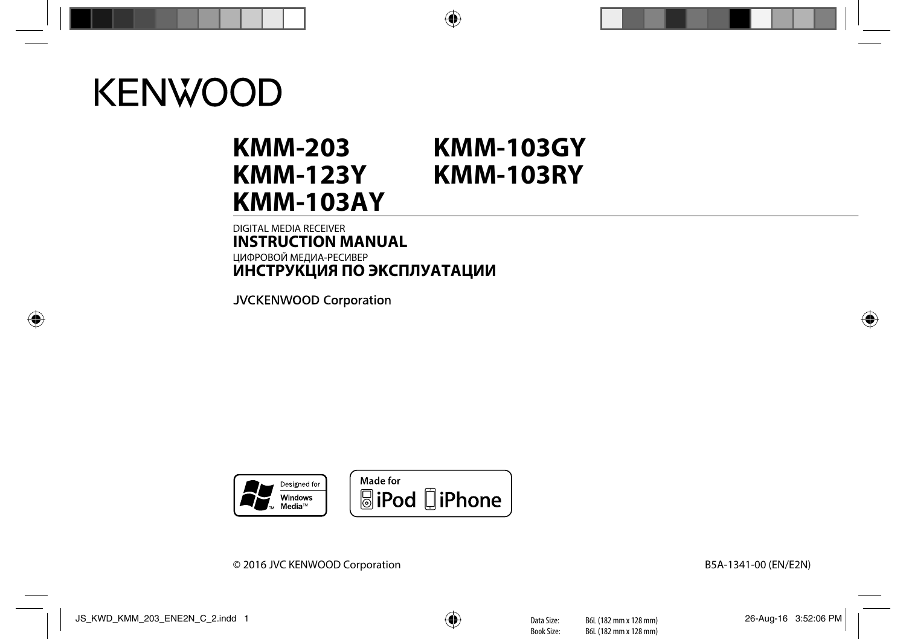# KENWOOD

## KMM-203
## KMM-123Y
## KMM-103AY
## KMM-103GY
## KMM-103RY

DIGITAL MEDIA RECEIVER

**INSTRUCTION MANUAL**

ЦИФРОВОЙ МЕДИА-РЕСИВЕР

**ИНСТРУКЦИЯ ПО ЭКСПЛУАТАЦИИ**

JVCKENWOOD Corporation

Designed for Windows Media™

Made for iPod iPhone

© 2016 JVC KENWOOD Corporation

B5A-1341-00 (EN/E2N)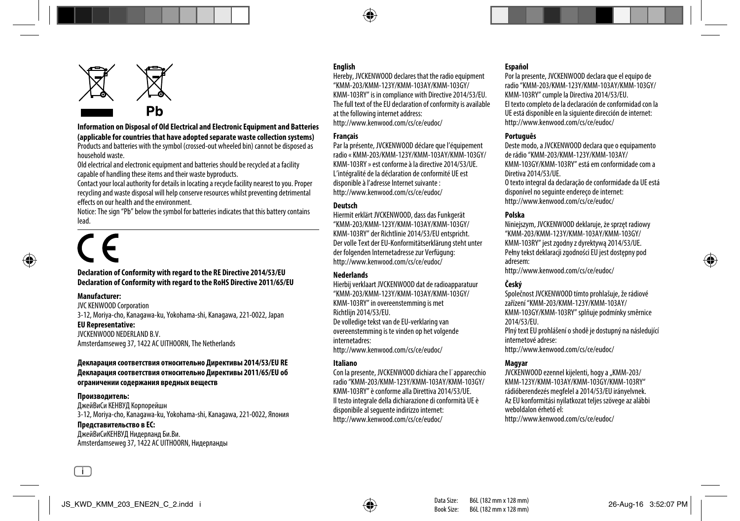Pb

**Information on Disposal of Old Electrical and Electronic Equipment and Batteries (applicable for countries that have adopted separate waste collection systems)**

Products and batteries with the symbol (crossed-out wheeled bin) cannot be disposed as household waste.

Old electrical and electronic equipment and batteries should be recycled at a facility capable of handling these items and their waste byproducts.

Contact your local authority for details in locating a recycle facility nearest to you. Proper recycling and waste disposal will help conserve resources whilst preventing detrimental effects on our health and the environment.

Notice: The sign "Pb" below the symbol for batteries indicates that this battery contains lead.

CE

**Declaration of Conformity with regard to the RE Directive 2014/53/EU**
**Declaration of Conformity with regard to the RoHS Directive 2011/65/EU**

**Manufacturer:**
JVC KENWOOD Corporation
3-12, Moriya-cho, Kanagawa-ku, Yokohama-shi, Kanagawa, 221-0022, Japan

**EU Representative:**
JVCKENWOOD NEDERLAND B.V.
Amsterdamseweg 37, 1422 AC UITHOORN, The Netherlands

**Декларация соответствия относительно Директивы 2014/53/EU RE**
**Декларация соответствия относительно Директивы 2011/65/EU об ограничении содержания вредных веществ**

**Производитель:**
ДжейВиСи КЕНВУД Корпорейшн
3-12, Moriya-cho, Kanagawa-ku, Yokohama-shi, Kanagawa, 221-0022, Япония

**Представительство в ЕС:**
ДжейВиСиКЕНВУД Нидерланд Би.Ви.
Amsterdamseweg 37, 1422 AC UITHOORN, Нидерланды

**English**

Hereby, JVCKENWOOD declares that the radio equipment "KMM-203/KMM-123Y/KMM-103AY/KMM-103GY/KMM-103RY" is in compliance with Directive 2014/53/EU. The full text of the EU declaration of conformity is available at the following internet address:
http://www.kenwood.com/cs/ce/eudoc/

**Français**

Par la présente, JVCKENWOOD déclare que l'équipement radio « KMM-203/KMM-123Y/KMM-103AY/KMM-103GY/KMM-103RY » est conforme à la directive 2014/53/UE. L'intégralité de la déclaration de conformité UE est disponible à l'adresse Internet suivante :
http://www.kenwood.com/cs/ce/eudoc/

**Deutsch**

Hiermit erklärt JVCKENWOOD, dass das Funkgerät "KMM-203/KMM-123Y/KMM-103AY/KMM-103GY/KMM-103RY" der Richtlinie 2014/53/EU entspricht. Der volle Text der EU-Konformitätserklärung steht unter der folgenden Internetadresse zur Verfügung:
http://www.kenwood.com/cs/ce/eudoc/

**Nederlands**

Hierbij verklaart JVCKENWOOD dat de radioapparatuur "KMM-203/KMM-123Y/KMM-103AY/KMM-103GY/KMM-103RY" in overeenstemming is met Richtlijn 2014/53/EU.
De volledige tekst van de EU-verklaring van overeenstemming is te vinden op het volgende internetadres:
http://www.kenwood.com/cs/ce/eudoc/

**Italiano**

Con la presente, JVCKENWOOD dichiara che l´apparecchio radio "KMM-203/KMM-123Y/KMM-103AY/KMM-103GY/KMM-103RY" è conforme alla Direttiva 2014/53/UE.
Il testo integrale della dichiarazione di conformità UE è disponibile al seguente indirizzo internet:
http://www.kenwood.com/cs/ce/eudoc/

**Español**

Por la presente, JVCKENWOOD declara que el equipo de radio "KMM-203/KMM-123Y/KMM-103AY/KMM-103GY/KMM-103RY" cumple la Directiva 2014/53/EU.
El texto completo de la declaración de conformidad con la UE está disponible en la siguiente dirección de internet:
http://www.kenwood.com/cs/ce/eudoc/

**Português**

Deste modo, a JVCKENWOOD declara que o equipamento de rádio "KMM-203/KMM-123Y/KMM-103AY/KMM-103GY/KMM-103RY" está em conformidade com a Diretiva 2014/53/UE.
O texto integral da declaração de conformidade da UE está disponível no seguinte endereço de internet:
http://www.kenwood.com/cs/ce/eudoc/

**Polska**

Niniejszym, JVCKENWOOD deklaruje, że sprzęt radiowy "KMM-203/KMM-123Y/KMM-103AY/KMM-103GY/KMM-103RY" jest zgodny z dyrektywą 2014/53/UE.
Pełny tekst deklaracji zgodności EU jest dostępny pod adresem:
http://www.kenwood.com/cs/ce/eudoc/

**Český**

Společnost JVCKENWOOD tímto prohlašuje, že rádiové zařízení "KMM-203/KMM-123Y/KMM-103AY/KMM-103GY/KMM-103RY" splňuje podmínky směrnice 2014/53/EU.
Plný text EU prohlášení o shodě je dostupný na následující internetové adrese:
http://www.kenwood.com/cs/ce/eudoc/

**Magyar**

JVCKENWOOD ezennel kijelenti, hogy a „KMM-203/KMM-123Y/KMM-103AY/KMM-103GY/KMM-103RY" rádióberendezés megfelel a 2014/53/EU irányelvnek.
Az EU konformitási nyilatkozat teljes szövege az alábbi weboldalon érhető el:
http://www.kenwood.com/cs/ce/eudoc/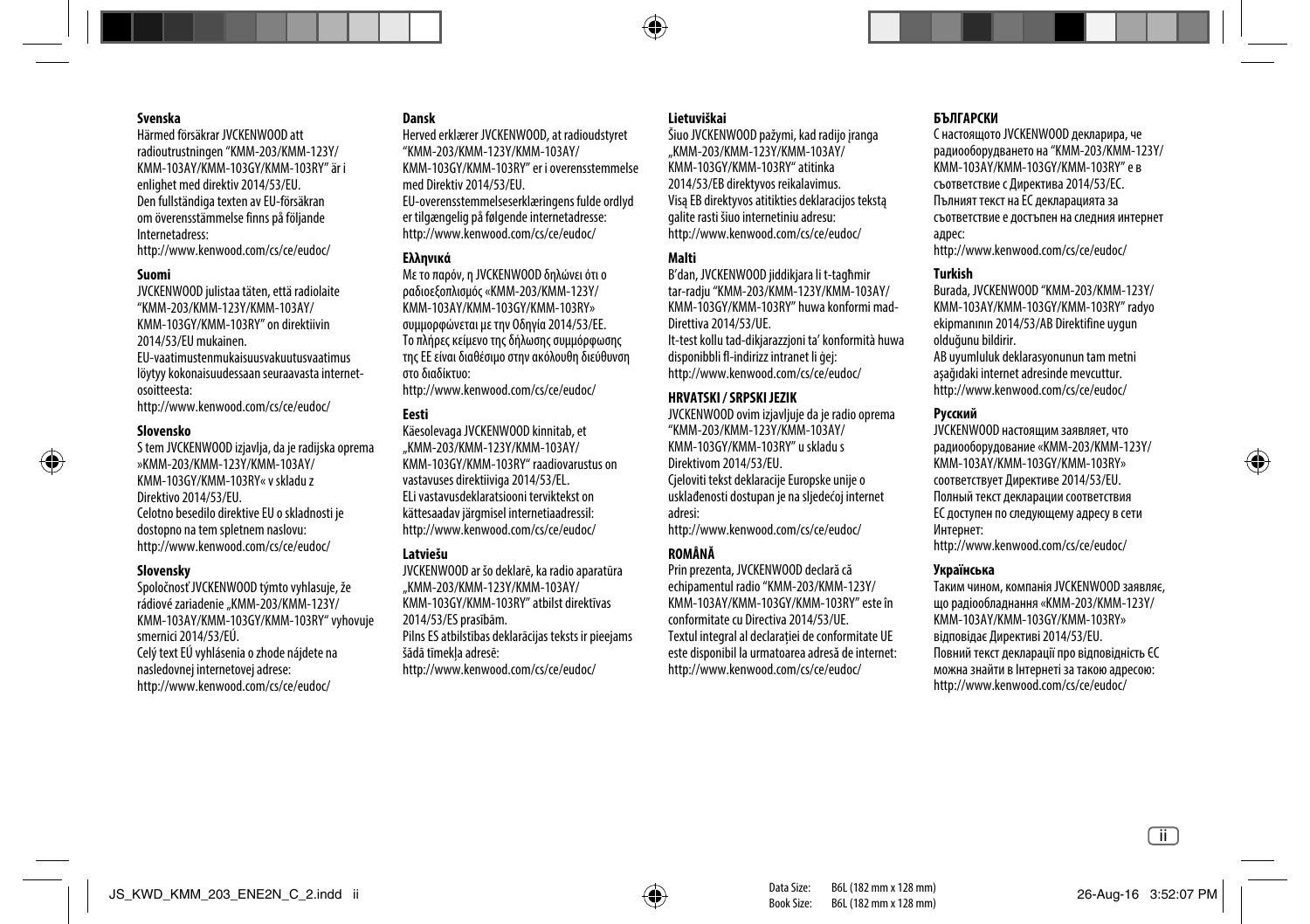**Svenska**

Härmed försäkrar JVCKENWOOD att radioutrustningen "KMM-203/KMM-123Y/KMM-103AY/KMM-103GY/KMM-103RY" är i enlighet med direktiv 2014/53/EU.
Den fullständiga texten av EU-försäkran om överensstämmelse finns på följande Internetadress:
http://www.kenwood.com/cs/ce/eudoc/

**Suomi**

JVCKENWOOD julistaa täten, että radiolaite "KMM-203/KMM-123Y/KMM-103AY/KMM-103GY/KMM-103RY" on direktiivin 2014/53/EU mukainen.
EU-vaatimustenmukaisuusvakuutusvaatimus löytyy kokonaisuudessaan seuraavasta internet-osoitteesta:
http://www.kenwood.com/cs/ce/eudoc/

**Slovensko**

S tem JVCKENWOOD izjavlja, da je radijska oprema »KMM-203/KMM-123Y/KMM-103AY/KMM-103GY/KMM-103RY« v skladu z Direktivo 2014/53/EU.
Celotno besedilo direktive EU o skladnosti je dostopno na tem spletnem naslovu:
http://www.kenwood.com/cs/ce/eudoc/

**Slovensky**

Spoločnosť JVCKENWOOD týmto vyhlasuje, že rádiové zariadenie „KMM-203/KMM-123Y/KMM-103AY/KMM-103GY/KMM-103RY" vyhovuje smernici 2014/53/EÚ.
Celý text EÚ vyhlásenia o zhode nájdete na nasledovnej internetovej adrese:
http://www.kenwood.com/cs/ce/eudoc/

**Dansk**

Herved erklærer JVCKENWOOD, at radioudstyret "KMM-203/KMM-123Y/KMM-103AY/KMM-103GY/KMM-103RY" er i overensstemmelse med Direktiv 2014/53/EU.
EU-overensstemmelseserklæringens fulde ordlyd er tilgængelig på følgende internetadresse:
http://www.kenwood.com/cs/ce/eudoc/

**Ελληνικά**

Με το παρόν, η JVCKENWOOD δηλώνει ότι ο ραδιοεξοπλισμός «KMM-203/KMM-123Y/KMM-103AY/KMM-103GY/KMM-103RY» συμμορφώνεται με την Οδηγία 2014/53/ΕΕ.
Το πλήρες κείμενο της δήλωσης συμμόρφωσης της ΕΕ είναι διαθέσιμο στην ακόλουθη διεύθυνση στο διαδίκτυο:
http://www.kenwood.com/cs/ce/eudoc/

**Eesti**

Käesolevaga JVCKENWOOD kinnitab, et „KMM-203/KMM-123Y/KMM-103AY/KMM-103GY/KMM-103RY" raadiovarustus on vastavuses direktiiviga 2014/53/EL.
ELi vastavusdeklaratsiooni terviktekst on kättesaadav järgmisel internetiaadressil:
http://www.kenwood.com/cs/ce/eudoc/

**Latviešu**

JVCKENWOOD ar šo deklarē, ka radio aparatūra „KMM-203/KMM-123Y/KMM-103AY/KMM-103GY/KMM-103RY" atbilst direktīvas 2014/53/ES prasībām.
Pilns ES atbilstības deklarācijas teksts ir pieejams šādā tīmekļa adresē:
http://www.kenwood.com/cs/ce/eudoc/

**Lietuviškai**

Šiuo JVCKENWOOD pažymi, kad radijo įranga „KMM-203/KMM-123Y/KMM-103AY/KMM-103GY/KMM-103RY" atitinka 2014/53/EB direktyvos reikalavimus.
Visą EB direktyvos atitikties deklaracijos tekstą galite rasti šiuo internetiniu adresu:
http://www.kenwood.com/cs/ce/eudoc/

**Malti**

B'dan, JVCKENWOOD jiddikjara li t-tagħmir tar-radju "KMM-203/KMM-123Y/KMM-103AY/KMM-103GY/KMM-103RY" huwa konformi mad-Direttiva 2014/53/UE.
It-test kollu tad-dikjarazzjoni ta' konformità huwa disponibbli fl-indirizz intranet li ġej:
http://www.kenwood.com/cs/ce/eudoc/

**HRVATSKI / SRPSKI JEZIK**

JVCKENWOOD ovim izjavljuje da je radio oprema "KMM-203/KMM-123Y/KMM-103AY/KMM-103GY/KMM-103RY" u skladu s Direktivom 2014/53/EU.
Cjeloviti tekst deklaracije Europske unije o usklađenosti dostupan je na sljedećoj internet adresi:
http://www.kenwood.com/cs/ce/eudoc/

**ROMÂNĂ**

Prin prezenta, JVCKENWOOD declară că echipamentul radio "KMM-203/KMM-123Y/KMM-103AY/KMM-103GY/KMM-103RY" este în conformitate cu Directiva 2014/53/UE.
Textul integral al declarației de conformitate UE este disponibil la urmatoarea adresă de internet:
http://www.kenwood.com/cs/ce/eudoc/

**БЪЛГАРСКИ**

С настоящото JVCKENWOOD декларира, че радиооборудването на "KMM-203/KMM-123Y/KMM-103AY/KMM-103GY/KMM-103RY" е в съответствие с Директива 2014/53/ЕС.
Пълният текст на ЕС декларацията за съответствие е достъпен на следния интернет адрес:
http://www.kenwood.com/cs/ce/eudoc/

**Turkish**

Burada, JVCKENWOOD "KMM-203/KMM-123Y/KMM-103AY/KMM-103GY/KMM-103RY" radyo ekipmanının 2014/53/AB Direktifine uygun olduğunu bildirir.
AB uyumluluk deklarasyonunun tam metni aşağıdaki internet adresinde mevcuttur.
http://www.kenwood.com/cs/ce/eudoc/

**Русский**

JVCKENWOOD настоящим заявляет, что радиооборудование «KMM-203/KMM-123Y/KMM-103AY/KMM-103GY/KMM-103RY» соответствует Директиве 2014/53/EU.
Полный текст декларации соответствия ЕС доступен по следующему адресу в сети Интернет:
http://www.kenwood.com/cs/ce/eudoc/

**Українська**

Таким чином, компанія JVCKENWOOD заявляє, що радіообладнання «KMM-203/KMM-123Y/KMM-103AY/KMM-103GY/KMM-103RY» відповідає Директиві 2014/53/EU.
Повний текст декларації про відповідність ЄС можна знайти в Інтернеті за такою адресою:
http://www.kenwood.com/cs/ce/eudoc/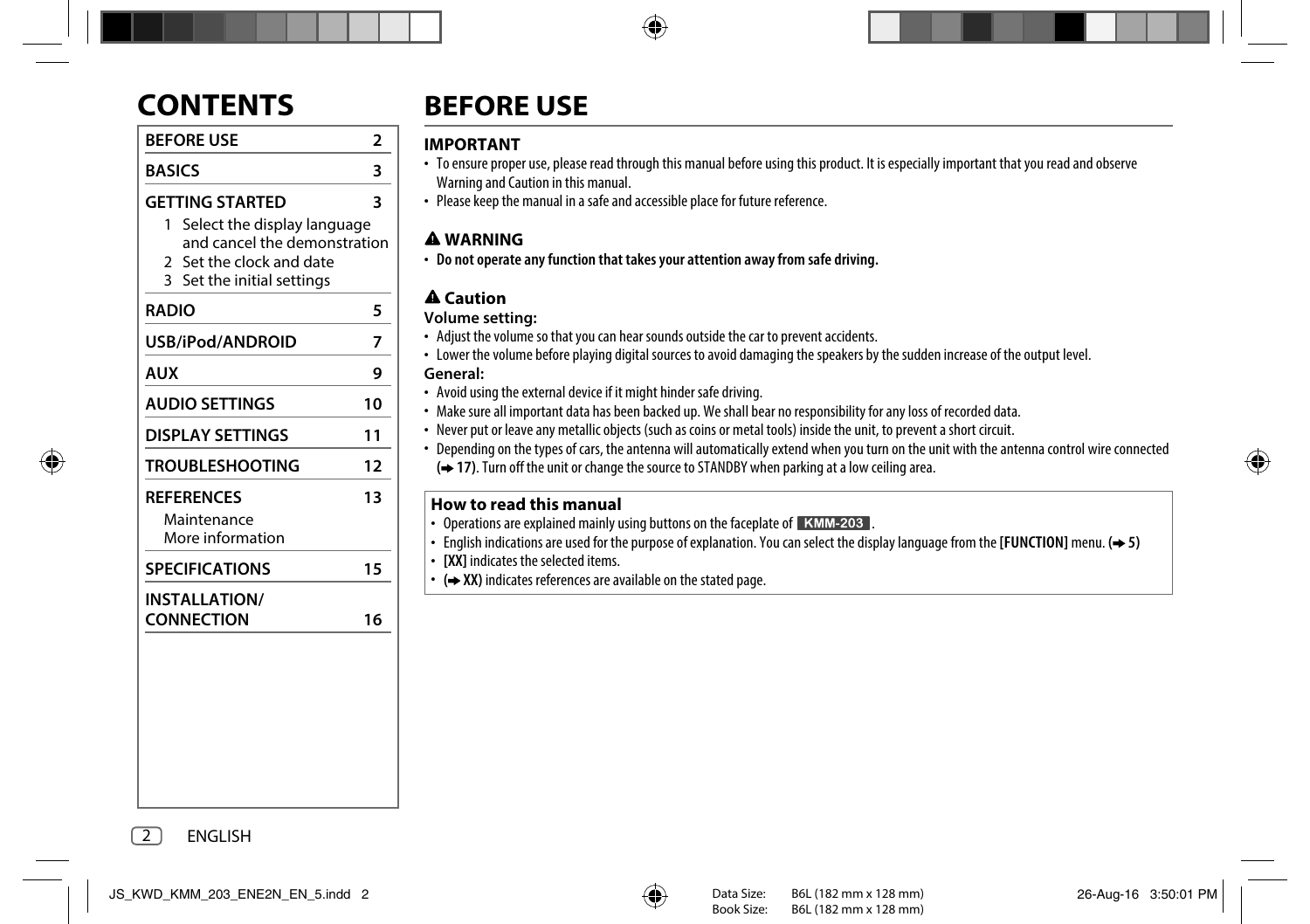# CONTENTS

| | |
|---|---|
| **BEFORE USE** | **2** |
| **BASICS** | **3** |
| **GETTING STARTED** | **3** |
| 1 Select the display language and cancel the demonstration | |
| 2 Set the clock and date | |
| 3 Set the initial settings | |
| **RADIO** | **5** |
| **USB/iPod/ANDROID** | **7** |
| **AUX** | **9** |
| **AUDIO SETTINGS** | **10** |
| **DISPLAY SETTINGS** | **11** |
| **TROUBLESHOOTING** | **12** |
| **REFERENCES** | **13** |
| Maintenance | |
| More information | |
| **SPECIFICATIONS** | **15** |
| **INSTALLATION/ CONNECTION** | **16** |

# BEFORE USE

## IMPORTANT

- To ensure proper use, please read through this manual before using this product. It is especially important that you read and observe Warning and Caution in this manual.
- Please keep the manual in a safe and accessible place for future reference.

## ⚠ WARNING

- **Do not operate any function that takes your attention away from safe driving.**

## ⚠ Caution

**Volume setting:**

- Adjust the volume so that you can hear sounds outside the car to prevent accidents.
- Lower the volume before playing digital sources to avoid damaging the speakers by the sudden increase of the output level.

**General:**

- Avoid using the external device if it might hinder safe driving.
- Make sure all important data has been backed up. We shall bear no responsibility for any loss of recorded data.
- Never put or leave any metallic objects (such as coins or metal tools) inside the unit, to prevent a short circuit.
- Depending on the types of cars, the antenna will automatically extend when you turn on the unit with the antenna control wire connected **(➜ 17)**. Turn off the unit or change the source to STANDBY when parking at a low ceiling area.

### How to read this manual

- Operations are explained mainly using buttons on the faceplate of **KMM-203**.
- English indications are used for the purpose of explanation. You can select the display language from the **[FUNCTION]** menu. **(➜ 5)**
- **[XX]** indicates the selected items.
- **(➜ XX)** indicates references are available on the stated page.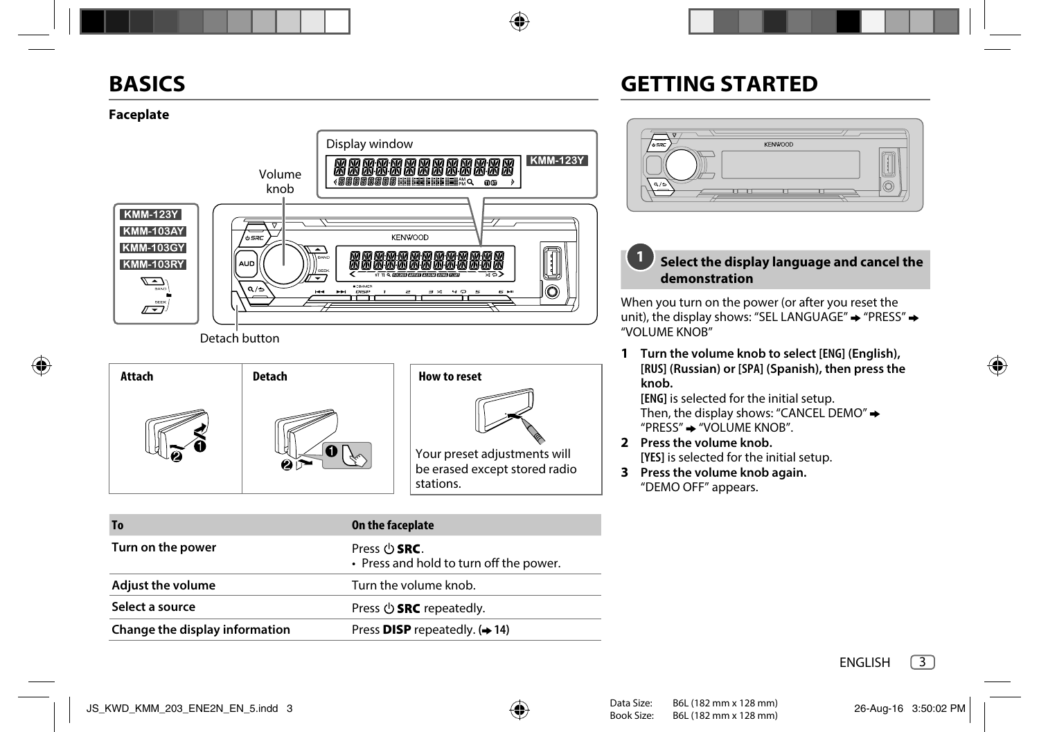# BASICS

### Faceplate

Display window

KMM-123Y

Volume knob

KMM-123Y
KMM-103AY
KMM-103GY
KMM-103RY

Detach button

| Attach | Detach |
|---|---|

**How to reset**

Your preset adjustments will be erased except stored radio stations.

| To | On the faceplate |
|---|---|
| **Turn on the power** | Press ⏻ **SRC**.<br>• Press and hold to turn off the power. |
| **Adjust the volume** | Turn the volume knob. |
| **Select a source** | Press ⏻ **SRC** repeatedly. |
| **Change the display information** | Press **DISP** repeatedly. (➜ 14) |

# GETTING STARTED

## 1 Select the display language and cancel the demonstration

When you turn on the power (or after you reset the unit), the display shows: "SEL LANGUAGE" ➜ "PRESS" ➜ "VOLUME KNOB"

1. **Turn the volume knob to select [ENG] (English), [RUS] (Russian) or [SPA] (Spanish), then press the knob.**
   [ENG] is selected for the initial setup.
   Then, the display shows: "CANCEL DEMO" ➜ "PRESS" ➜ "VOLUME KNOB".
2. **Press the volume knob.**
   [YES] is selected for the initial setup.
3. **Press the volume knob again.**
   "DEMO OFF" appears.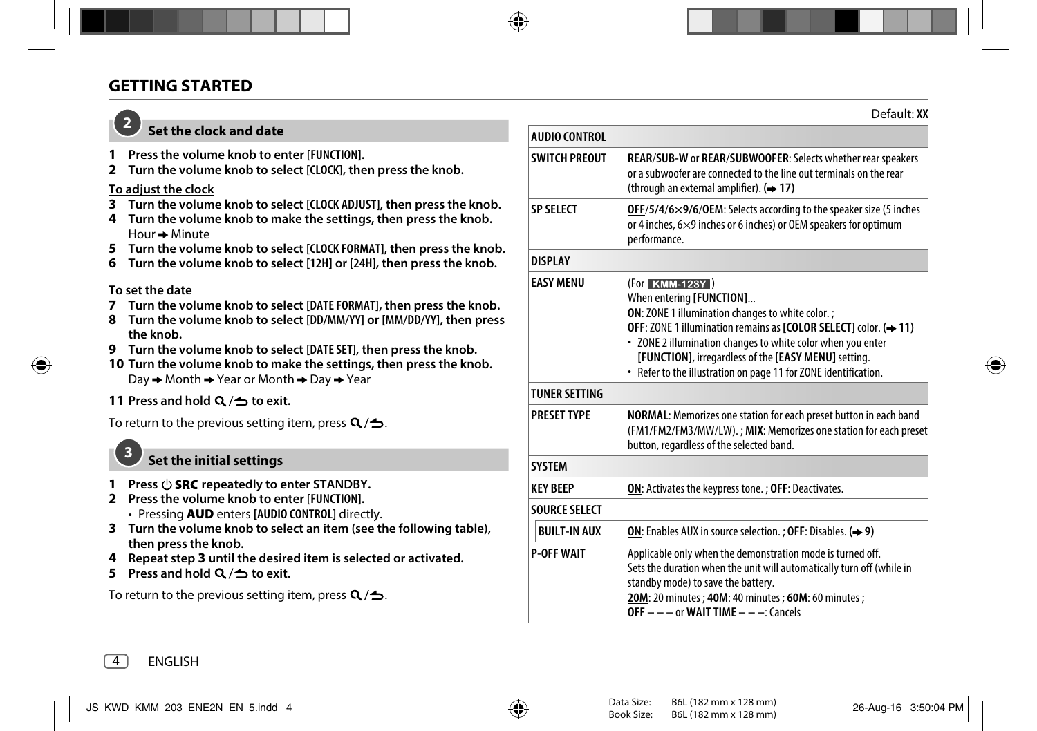# GETTING STARTED

## 2 Set the clock and date

**1 Press the volume knob to enter [FUNCTION].**

**2 Turn the volume knob to select [CLOCK], then press the knob.**

**To adjust the clock**

**3 Turn the volume knob to select [CLOCK ADJUST], then press the knob.**

**4 Turn the volume knob to make the settings, then press the knob.**
Hour ➡ Minute

**5 Turn the volume knob to select [CLOCK FORMAT], then press the knob.**

**6 Turn the volume knob to select [12H] or [24H], then press the knob.**

**To set the date**

**7 Turn the volume knob to select [DATE FORMAT], then press the knob.**

**8 Turn the volume knob to select [DD/MM/YY] or [MM/DD/YY], then press the knob.**

**9 Turn the volume knob to select [DATE SET], then press the knob.**

**10 Turn the volume knob to make the settings, then press the knob.**
Day ➡ Month ➡ Year or Month ➡ Day ➡ Year

**11 Press and hold Q /⮌ to exit.**

To return to the previous setting item, press Q /⮌.

## 3 Set the initial settings

**1 Press ⏻ SRC repeatedly to enter STANDBY.**

**2 Press the volume knob to enter [FUNCTION].**
- Pressing **AUD** enters [AUDIO CONTROL] directly.

**3 Turn the volume knob to select an item (see the following table), then press the knob.**

**4 Repeat step 3 until the desired item is selected or activated.**

**5 Press and hold Q /⮌ to exit.**

To return to the previous setting item, press Q /⮌.

Default: **XX**

| | |
|---|---|
| **AUDIO CONTROL** | |
| **SWITCH PREOUT** | **REAR**/**SUB-W** or **REAR**/**SUBWOOFER**: Selects whether rear speakers or a subwoofer are connected to the line out terminals on the rear (through an external amplifier). (➡ 17) |
| **SP SELECT** | **OFF**/**5**/**4**/**6×9**/**6**/**OEM**: Selects according to the speaker size (5 inches or 4 inches, 6×9 inches or 6 inches) or OEM speakers for optimum performance. |
| **DISPLAY** | |
| **EASY MENU** | (For KMM-123Y) When entering **[FUNCTION]**... **ON**: ZONE 1 illumination changes to white color. ; **OFF**: ZONE 1 illumination remains as **[COLOR SELECT]** color. (➡ 11) • ZONE 2 illumination changes to white color when you enter **[FUNCTION]**, irregardless of the **[EASY MENU]** setting. • Refer to the illustration on page 11 for ZONE identification. |
| **TUNER SETTING** | |
| **PRESET TYPE** | **NORMAL**: Memorizes one station for each preset button in each band (FM1/FM2/FM3/MW/LW). ; **MIX**: Memorizes one station for each preset button, regardless of the selected band. |
| **SYSTEM** | |
| **KEY BEEP** | **ON**: Activates the keypress tone. ; **OFF**: Deactivates. |
| **SOURCE SELECT** | |
| **BUILT-IN AUX** | **ON**: Enables AUX in source selection. ; **OFF**: Disables. (➡ 9) |
| **P-OFF WAIT** | Applicable only when the demonstration mode is turned off. Sets the duration when the unit will automatically turn off (while in standby mode) to save the battery. **20M**: 20 minutes ; **40M**: 40 minutes ; **60M**: 60 minutes ; **OFF – – –** or **WAIT TIME – – –**: Cancels |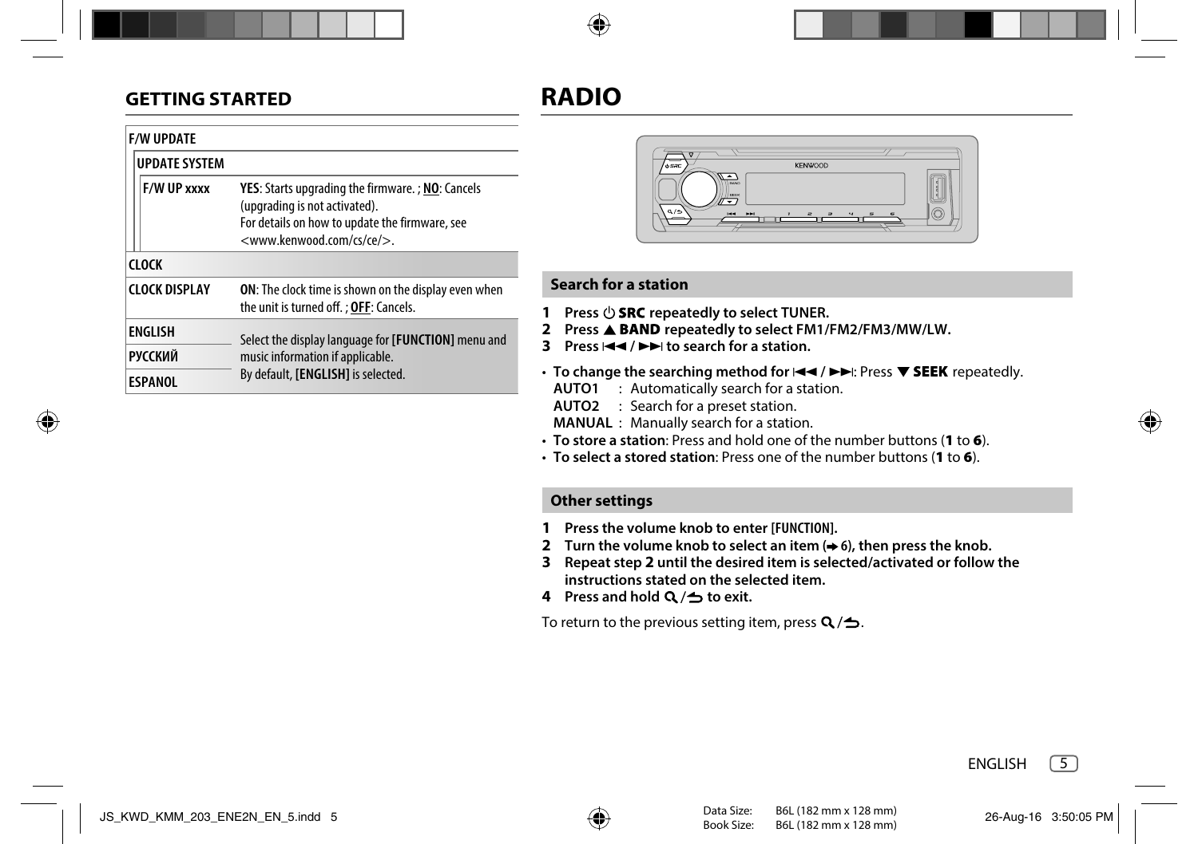## GETTING STARTED

| F/W UPDATE | | |
|---|---|---|
| UPDATE SYSTEM | | |
| | F/W UP xxxx | **YES**: Starts upgrading the firmware. ; **NO**: Cancels (upgrading is not activated). For details on how to update the firmware, see <www.kenwood.com/cs/ce/>. |
| **CLOCK** | | |
| CLOCK DISPLAY | | **ON**: The clock time is shown on the display even when the unit is turned off. ; **OFF**: Cancels. |
| **ENGLISH** | | Select the display language for **[FUNCTION]** menu and music information if applicable. By default, **[ENGLISH]** is selected. |
| **РУССКИЙ** | | |
| **ESPANOL** | | |

# RADIO

### Search for a station

1. **Press ⏻ SRC repeatedly to select TUNER.**
2. **Press ▲ BAND repeatedly to select FM1/FM2/FM3/MW/LW.**
3. **Press ⏮ / ⏭ to search for a station.**

- **To change the searching method for ⏮ / ⏭**: Press ▼ **SEEK** repeatedly.
  - **AUTO1** : Automatically search for a station.
  - **AUTO2** : Search for a preset station.
  - **MANUAL** : Manually search for a station.
- **To store a station**: Press and hold one of the number buttons (**1** to **6**).
- **To select a stored station**: Press one of the number buttons (**1** to **6**).

### Other settings

1. **Press the volume knob to enter [FUNCTION].**
2. **Turn the volume knob to select an item (➜ 6), then press the knob.**
3. **Repeat step 2 until the desired item is selected/activated or follow the instructions stated on the selected item.**
4. **Press and hold 🔍 / ↩ to exit.**

To return to the previous setting item, press 🔍 / ↩.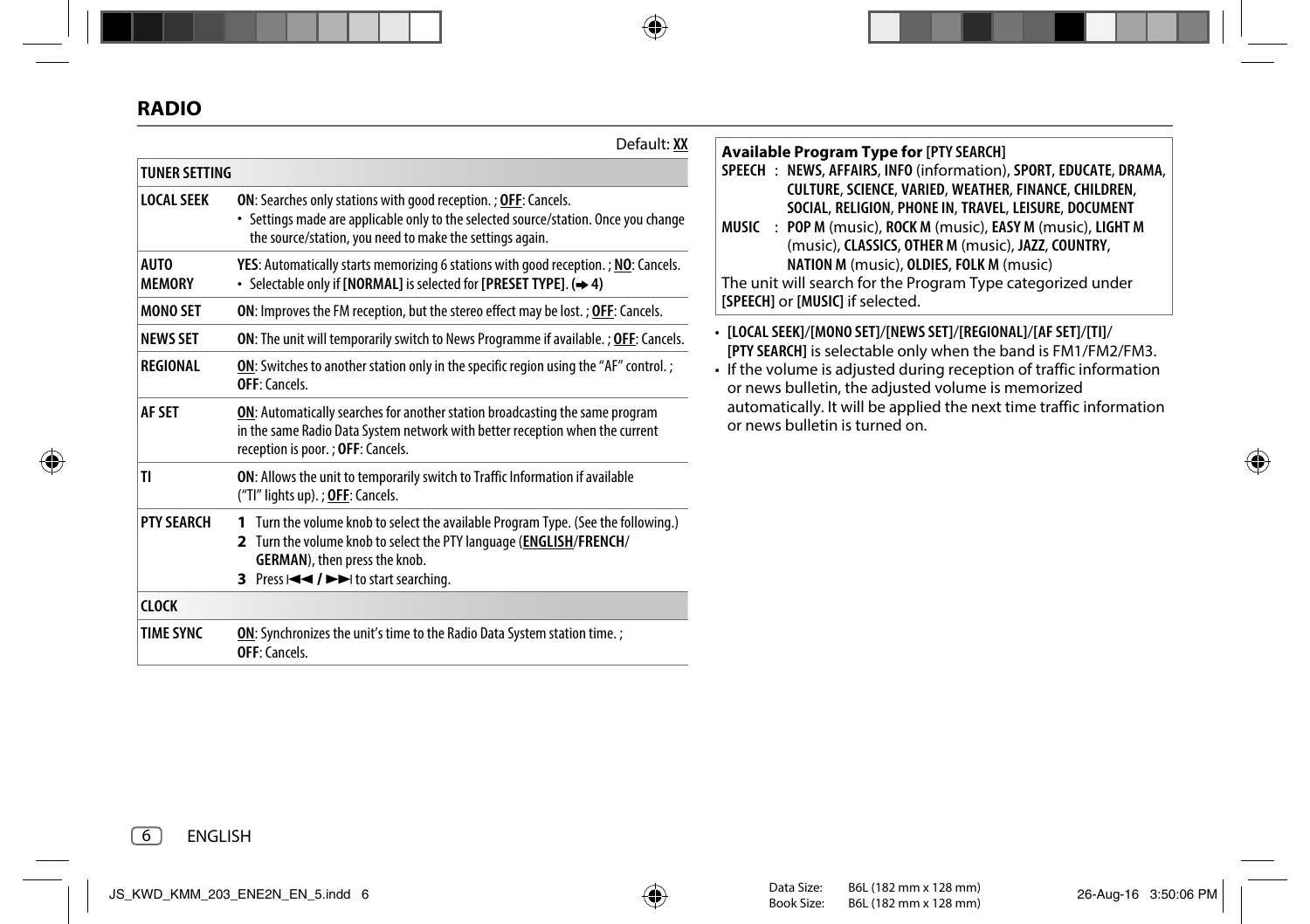## RADIO

Default: **<u>XX</u>**

| **TUNER SETTING** | |
|---|---|
| **LOCAL SEEK** | **ON**: Searches only stations with good reception. ; **<u>OFF</u>**: Cancels.<br>• Settings made are applicable only to the selected source/station. Once you change the source/station, you need to make the settings again. |
| **AUTO MEMORY** | **YES**: Automatically starts memorizing 6 stations with good reception. ; **<u>NO</u>**: Cancels.<br>• Selectable only if **[NORMAL]** is selected for **[PRESET TYPE]**. (➜ 4) |
| **MONO SET** | **ON**: Improves the FM reception, but the stereo effect may be lost. ; **<u>OFF</u>**: Cancels. |
| **NEWS SET** | **ON**: The unit will temporarily switch to News Programme if available. ; **<u>OFF</u>**: Cancels. |
| **REGIONAL** | **<u>ON</u>**: Switches to another station only in the specific region using the "AF" control. ; **OFF**: Cancels. |
| **AF SET** | **<u>ON</u>**: Automatically searches for another station broadcasting the same program in the same Radio Data System network with better reception when the current reception is poor. ; **OFF**: Cancels. |
| **TI** | **ON**: Allows the unit to temporarily switch to Traffic Information if available ("TI" lights up). ; **<u>OFF</u>**: Cancels. |
| **PTY SEARCH** | **1** Turn the volume knob to select the available Program Type. (See the following.)<br>**2** Turn the volume knob to select the PTY language (**<u>ENGLISH</u>**/**FRENCH**/**GERMAN**), then press the knob.<br>**3** Press ⏮ / ⏭ to start searching. |
| **CLOCK** | |
| **TIME SYNC** | **<u>ON</u>**: Synchronizes the unit's time to the Radio Data System station time. ; **OFF**: Cancels. |

**Available Program Type for [PTY SEARCH]**

**SPEECH** : **NEWS**, **AFFAIRS**, **INFO** (information), **SPORT**, **EDUCATE**, **DRAMA**, **CULTURE**, **SCIENCE**, **VARIED**, **WEATHER**, **FINANCE**, **CHILDREN**, **SOCIAL**, **RELIGION**, **PHONE IN**, **TRAVEL**, **LEISURE**, **DOCUMENT**

**MUSIC** : **POP M** (music), **ROCK M** (music), **EASY M** (music), **LIGHT M** (music), **CLASSICS**, **OTHER M** (music), **JAZZ**, **COUNTRY**, **NATION M** (music), **OLDIES**, **FOLK M** (music)

The unit will search for the Program Type categorized under **[SPEECH]** or **[MUSIC]** if selected.

- **[LOCAL SEEK]**/**[MONO SET]**/**[NEWS SET]**/**[REGIONAL]**/**[AF SET]**/**[TI]**/**[PTY SEARCH]** is selectable only when the band is FM1/FM2/FM3.
- If the volume is adjusted during reception of traffic information or news bulletin, the adjusted volume is memorized automatically. It will be applied the next time traffic information or news bulletin is turned on.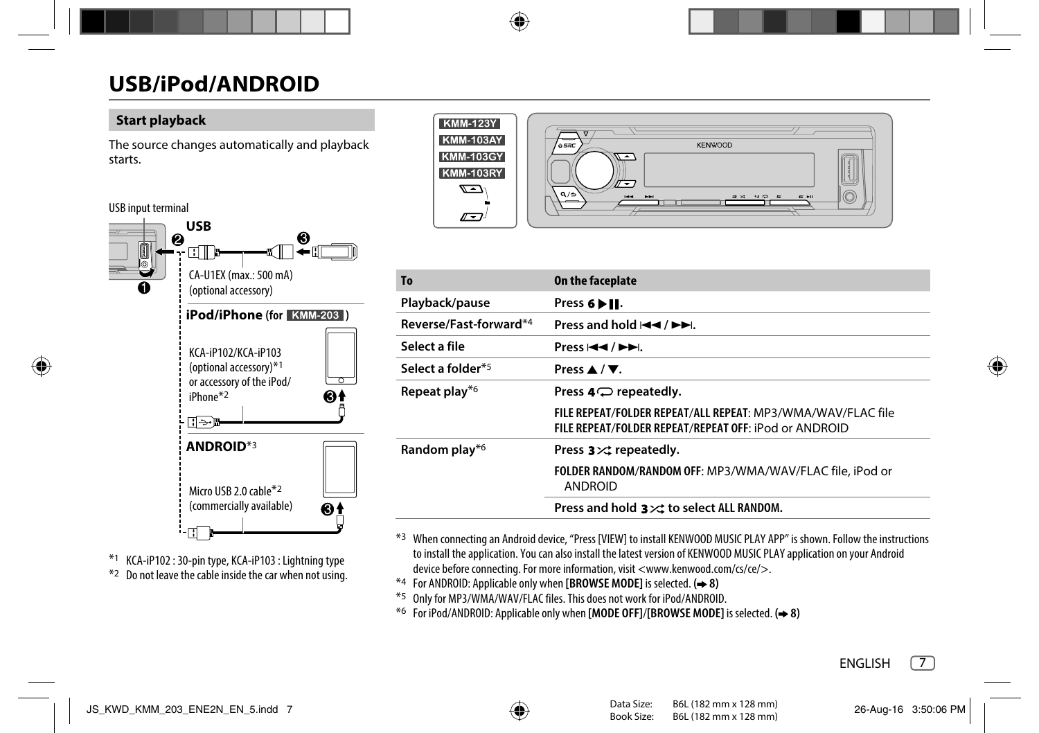# USB/iPod/ANDROID

## Start playback

The source changes automatically and playback starts.

USB input terminal

**USB**

CA-U1EX (max.: 500 mA) (optional accessory)

**iPod/iPhone (for KMM-203)**

KCA-iP102/KCA-iP103 (optional accessory)*1 or accessory of the iPod/iPhone*2

**ANDROID***3

Micro USB 2.0 cable*2 (commercially available)

*1 KCA-iP102 : 30-pin type, KCA-iP103 : Lightning type
*2 Do not leave the cable inside the car when not using.

KMM-123Y
KMM-103AY
KMM-103GY
KMM-103RY

| To | On the faceplate |
|---|---|
| Playback/pause | Press 6 ▶❙❙. |
| Reverse/Fast-forward*4 | Press and hold ⏮ / ⏭. |
| Select a file | Press ⏮ / ⏭. |
| Select a folder*5 | Press ▲ / ▼. |
| Repeat play*6 | Press 4 repeatedly.<br>**FILE REPEAT**/**FOLDER REPEAT**/**ALL REPEAT**: MP3/WMA/WAV/FLAC file<br>**FILE REPEAT**/**FOLDER REPEAT**/**REPEAT OFF**: iPod or ANDROID |
| Random play*6 | Press 3 repeatedly.<br>**FOLDER RANDOM**/**RANDOM OFF**: MP3/WMA/WAV/FLAC file, iPod or ANDROID<br>Press and hold 3 to select **ALL RANDOM**. |

*3 When connecting an Android device, "Press [VIEW] to install KENWOOD MUSIC PLAY APP" is shown. Follow the instructions to install the application. You can also install the latest version of KENWOOD MUSIC PLAY application on your Android device before connecting. For more information, visit <www.kenwood.com/cs/ce/>.
*4 For ANDROID: Applicable only when **[BROWSE MODE]** is selected. (➡ 8)
*5 Only for MP3/WMA/WAV/FLAC files. This does not work for iPod/ANDROID.
*6 For iPod/ANDROID: Applicable only when **[MODE OFF]**/**[BROWSE MODE]** is selected. (➡ 8)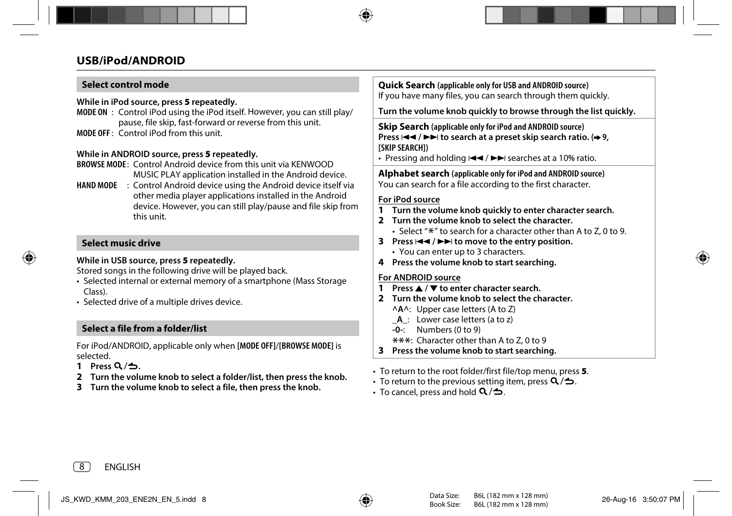## USB/iPod/ANDROID

### Select control mode

**While in iPod source, press 5 repeatedly.**

MODE ON : Control iPod using the iPod itself. However, you can still play/ pause, file skip, fast-forward or reverse from this unit.

MODE OFF : Control iPod from this unit.

**While in ANDROID source, press 5 repeatedly.**

BROWSE MODE : Control Android device from this unit via KENWOOD MUSIC PLAY application installed in the Android device.

HAND MODE : Control Android device using the Android device itself via other media player applications installed in the Android device. However, you can still play/pause and file skip from this unit.

### Select music drive

**While in USB source, press 5 repeatedly.**

Stored songs in the following drive will be played back.

- Selected internal or external memory of a smartphone (Mass Storage Class).
- Selected drive of a multiple drives device.

### Select a file from a folder/list

For iPod/ANDROID, applicable only when [MODE OFF]/[BROWSE MODE] is selected.

1. **Press 🔍/⮌.**
2. **Turn the volume knob to select a folder/list, then press the knob.**
3. **Turn the volume knob to select a file, then press the knob.**

**Quick Search** (applicable only for USB and ANDROID source)

If you have many files, you can search through them quickly.

**Turn the volume knob quickly to browse through the list quickly.**

**Skip Search** (applicable only for iPod and ANDROID source)

**Press ⏮ / ⏭ to search at a preset skip search ratio. (➜ 9, [SKIP SEARCH])**

- Pressing and holding ⏮ / ⏭ searches at a 10% ratio.

**Alphabet search** (applicable only for iPod and ANDROID source)

You can search for a file according to the first character.

**For iPod source**

1. **Turn the volume knob quickly to enter character search.**
2. **Turn the volume knob to select the character.**
   - Select "*" to search for a character other than A to Z, 0 to 9.
3. **Press ⏮ / ⏭ to move to the entry position.**
   - You can enter up to 3 characters.
4. **Press the volume knob to start searching.**

**For ANDROID source**

1. **Press ▲ / ▼ to enter character search.**
2. **Turn the volume knob to select the character.**
   - ^A^: Upper case letters (A to Z)
   - _A_: Lower case letters (a to z)
   - -0-: Numbers (0 to 9)
   - ***: Character other than A to Z, 0 to 9
3. **Press the volume knob to start searching.**

- To return to the root folder/first file/top menu, press **5**.
- To return to the previous setting item, press 🔍/⮌.
- To cancel, press and hold 🔍/⮌.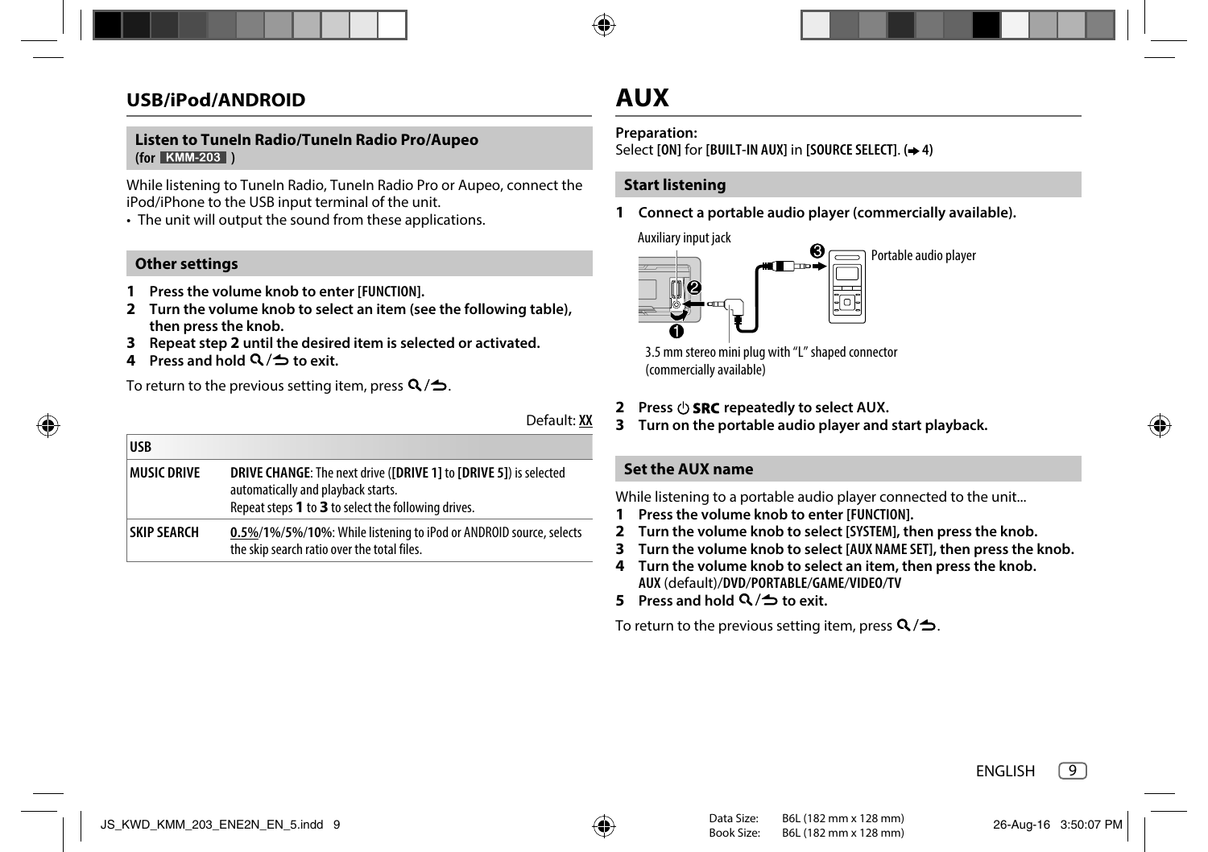## USB/iPod/ANDROID

### Listen to TuneIn Radio/TuneIn Radio Pro/Aupeo
**(for KMM-203 )**

While listening to TuneIn Radio, TuneIn Radio Pro or Aupeo, connect the iPod/iPhone to the USB input terminal of the unit.

- The unit will output the sound from these applications.

### Other settings

1. **Press the volume knob to enter [FUNCTION].**
2. **Turn the volume knob to select an item (see the following table), then press the knob.**
3. **Repeat step 2 until the desired item is selected or activated.**
4. **Press and hold 🔍/⮌ to exit.**

To return to the previous setting item, press 🔍/⮌.

Default: XX

| USB | |
|---|---|
| **MUSIC DRIVE** | **DRIVE CHANGE**: The next drive (**[DRIVE 1]** to **[DRIVE 5]**) is selected automatically and playback starts. Repeat steps **1** to **3** to select the following drives. |
| **SKIP SEARCH** | **0.5%**/**1%**/**5%**/**10%**: While listening to iPod or ANDROID source, selects the skip search ratio over the total files. |

# AUX

**Preparation:**
Select **[ON]** for **[BUILT-IN AUX]** in **[SOURCE SELECT]**. (➔ 4)

### Start listening

1. **Connect a portable audio player (commercially available).**

Auxiliary input jack

Portable audio player

3.5 mm stereo mini plug with "L" shaped connector (commercially available)

2. **Press ⏻ SRC repeatedly to select AUX.**
3. **Turn on the portable audio player and start playback.**

### Set the AUX name

While listening to a portable audio player connected to the unit...

1. **Press the volume knob to enter [FUNCTION].**
2. **Turn the volume knob to select [SYSTEM], then press the knob.**
3. **Turn the volume knob to select [AUX NAME SET], then press the knob.**
4. **Turn the volume knob to select an item, then press the knob.**
   **AUX** (default)/**DVD**/**PORTABLE**/**GAME**/**VIDEO**/**TV**
5. **Press and hold 🔍/⮌ to exit.**

To return to the previous setting item, press 🔍/⮌.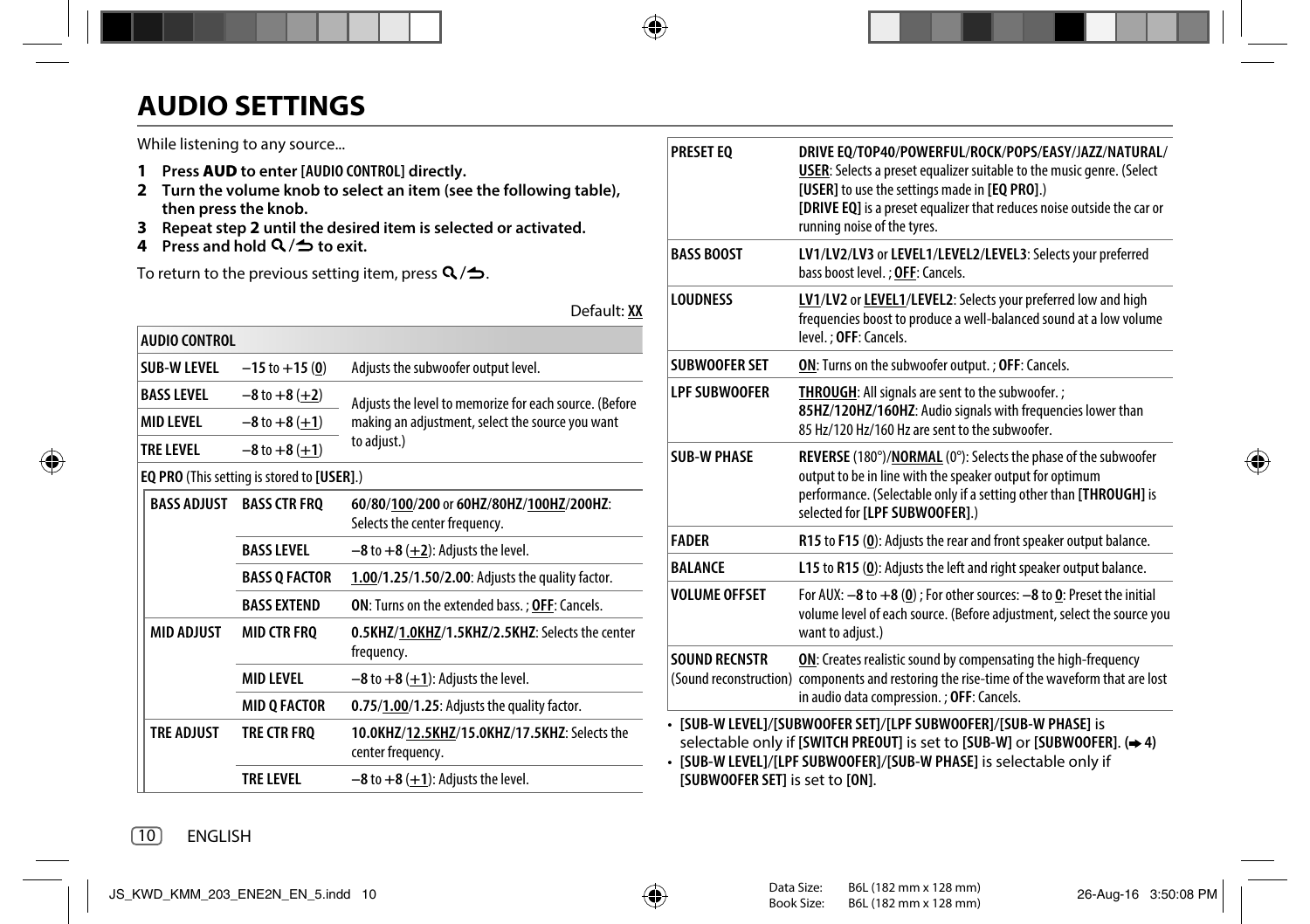# AUDIO SETTINGS

While listening to any source...

1. **Press AUD to enter [AUDIO CONTROL] directly.**
2. **Turn the volume knob to select an item (see the following table), then press the knob.**
3. **Repeat step 2 until the desired item is selected or activated.**
4. **Press and hold 🔍/⮌ to exit.**

To return to the previous setting item, press 🔍/⮌.

Default: **XX**

| **AUDIO CONTROL** | | | |
|---|---|---|---|
| **SUB-W LEVEL** | | **–15** to **+15** (**0**) | Adjusts the subwoofer output level. |
| **BASS LEVEL** | | **–8** to **+8** (**+2**) | Adjusts the level to memorize for each source. (Before making an adjustment, select the source you want to adjust.) |
| **MID LEVEL** | | **–8** to **+8** (**+1**) | |
| **TRE LEVEL** | | **–8** to **+8** (**+1**) | |
| **EQ PRO** (This setting is stored to **[USER]**.) | | | |
| **BASS ADJUST** | **BASS CTR FRQ** | **60**/**80**/**100**/**200** or **60HZ**/**80HZ**/**100HZ**/**200HZ**: Selects the center frequency. | |
| | **BASS LEVEL** | **–8** to **+8** (**+2**): Adjusts the level. | |
| | **BASS Q FACTOR** | **1.00**/**1.25**/**1.50**/**2.00**: Adjusts the quality factor. | |
| | **BASS EXTEND** | **ON**: Turns on the extended bass. ; **OFF**: Cancels. | |
| **MID ADJUST** | **MID CTR FRQ** | **0.5KHZ**/**1.0KHZ**/**1.5KHZ**/**2.5KHZ**: Selects the center frequency. | |
| | **MID LEVEL** | **–8** to **+8** (**+1**): Adjusts the level. | |
| | **MID Q FACTOR** | **0.75**/**1.00**/**1.25**: Adjusts the quality factor. | |
| **TRE ADJUST** | **TRE CTR FRQ** | **10.0KHZ**/**12.5KHZ**/**15.0KHZ**/**17.5KHZ**: Selects the center frequency. | |
| | **TRE LEVEL** | **–8** to **+8** (**+1**): Adjusts the level. | |

| | |
|---|---|
| **PRESET EQ** | **DRIVE EQ**/**TOP40**/**POWERFUL**/**ROCK**/**POPS**/**EASY**/**JAZZ**/**NATURAL**/**USER**: Selects a preset equalizer suitable to the music genre. (Select **[USER]** to use the settings made in **[EQ PRO]**.) **[DRIVE EQ]** is a preset equalizer that reduces noise outside the car or running noise of the tyres. |
| **BASS BOOST** | **LV1**/**LV2**/**LV3** or **LEVEL1**/**LEVEL2**/**LEVEL3**: Selects your preferred bass boost level. ; **OFF**: Cancels. |
| **LOUDNESS** | **LV1**/**LV2** or **LEVEL1**/**LEVEL2**: Selects your preferred low and high frequencies boost to produce a well-balanced sound at a low volume level. ; **OFF**: Cancels. |
| **SUBWOOFER SET** | **ON**: Turns on the subwoofer output. ; **OFF**: Cancels. |
| **LPF SUBWOOFER** | **THROUGH**: All signals are sent to the subwoofer. ; **85HZ**/**120HZ**/**160HZ**: Audio signals with frequencies lower than 85 Hz/120 Hz/160 Hz are sent to the subwoofer. |
| **SUB-W PHASE** | **REVERSE** (180°)/**NORMAL** (0°): Selects the phase of the subwoofer output to be in line with the speaker output for optimum performance. (Selectable only if a setting other than **[THROUGH]** is selected for **[LPF SUBWOOFER]**.) |
| **FADER** | **R15** to **F15** (**0**): Adjusts the rear and front speaker output balance. |
| **BALANCE** | **L15** to **R15** (**0**): Adjusts the left and right speaker output balance. |
| **VOLUME OFFSET** | For AUX: **–8** to **+8** (**0**) ; For other sources: **–8** to **0**: Preset the initial volume level of each source. (Before adjustment, select the source you want to adjust.) |
| **SOUND RECNSTR** (Sound reconstruction) | **ON**: Creates realistic sound by compensating the high-frequency components and restoring the rise-time of the waveform that are lost in audio data compression. ; **OFF**: Cancels. |

- **[SUB-W LEVEL]**/**[SUBWOOFER SET]**/**[LPF SUBWOOFER]**/**[SUB-W PHASE]** is selectable only if **[SWITCH PREOUT]** is set to **[SUB-W]** or **[SUBWOOFER]**. (➜ 4)
- **[SUB-W LEVEL]**/**[LPF SUBWOOFER]**/**[SUB-W PHASE]** is selectable only if **[SUBWOOFER SET]** is set to **[ON]**.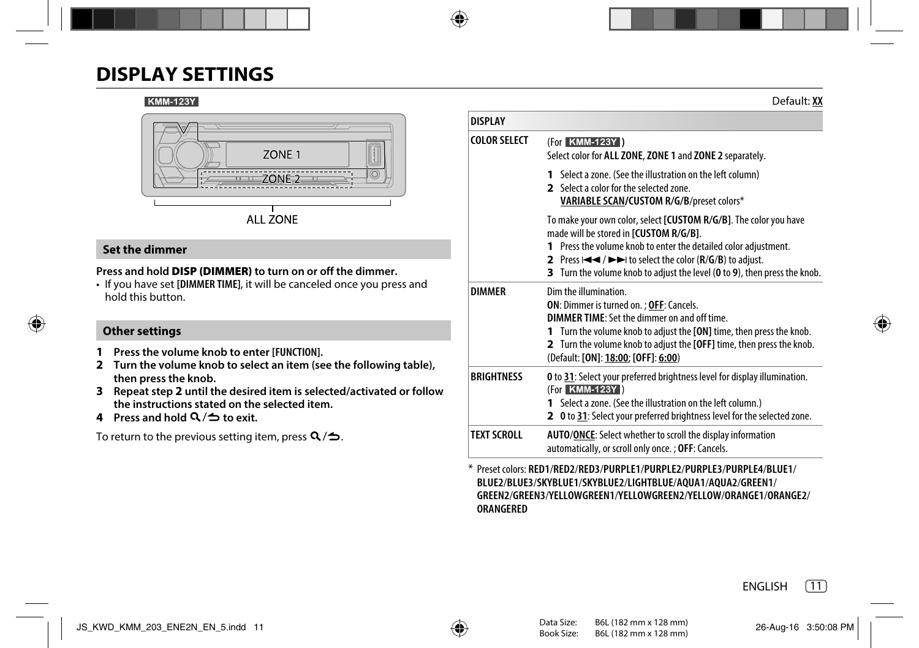# DISPLAY SETTINGS

KMM-123Y

ZONE 1

ZONE 2

ALL ZONE

## Set the dimmer

**Press and hold DISP (DIMMER) to turn on or off the dimmer.**

- If you have set [DIMMER TIME], it will be canceled once you press and hold this button.

## Other settings

1. **Press the volume knob to enter [FUNCTION].**
2. **Turn the volume knob to select an item (see the following table), then press the knob.**
3. **Repeat step 2 until the desired item is selected/activated or follow the instructions stated on the selected item.**
4. **Press and hold 🔍/⮌ to exit.**

To return to the previous setting item, press 🔍/⮌.

Default: **XX**

| DISPLAY | |
|---|---|
| **COLOR SELECT** | (For **KMM-123Y**)<br>Select color for **ALL ZONE**, **ZONE 1** and **ZONE 2** separately.<br>**1** Select a zone. (See the illustration on the left column)<br>**2** Select a color for the selected zone.<br>**VARIABLE SCAN/CUSTOM R/G/B**/preset colors*<br>To make your own color, select **[CUSTOM R/G/B]**. The color you have made will be stored in **[CUSTOM R/G/B]**.<br>**1** Press the volume knob to enter the detailed color adjustment.<br>**2** Press ⏮ / ⏭ to select the color (**R**/**G**/**B**) to adjust.<br>**3** Turn the volume knob to adjust the level (**0** to **9**), then press the knob. |
| **DIMMER** | Dim the illumination.<br>**ON**: Dimmer is turned on. ; **OFF**: Cancels.<br>**DIMMER TIME**: Set the dimmer on and off time.<br>**1** Turn the volume knob to adjust the **[ON]** time, then press the knob.<br>**2** Turn the volume knob to adjust the **[OFF]** time, then press the knob.<br>(Default: **[ON]**: **18:00**; **[OFF]**: **6:00**) |
| **BRIGHTNESS** | **0** to **31**: Select your preferred brightness level for display illumination.<br>(For **KMM-123Y**)<br>**1** Select a zone. (See the illustration on the left column.)<br>**2** **0** to **31**: Select your preferred brightness level for the selected zone. |
| **TEXT SCROLL** | **AUTO**/**ONCE**: Select whether to scroll the display information automatically, or scroll only once. ; **OFF**: Cancels. |

* Preset colors: **RED1**/**RED2**/**RED3**/**PURPLE1**/**PURPLE2**/**PURPLE3**/**PURPLE4**/**BLUE1**/**BLUE2**/**BLUE3**/**SKYBLUE1**/**SKYBLUE2**/**LIGHTBLUE**/**AQUA1**/**AQUA2**/**GREEN1**/**GREEN2**/**GREEN3**/**YELLOWGREEN1**/**YELLOWGREEN2**/**YELLOW**/**ORANGE1**/**ORANGE2**/**ORANGERED**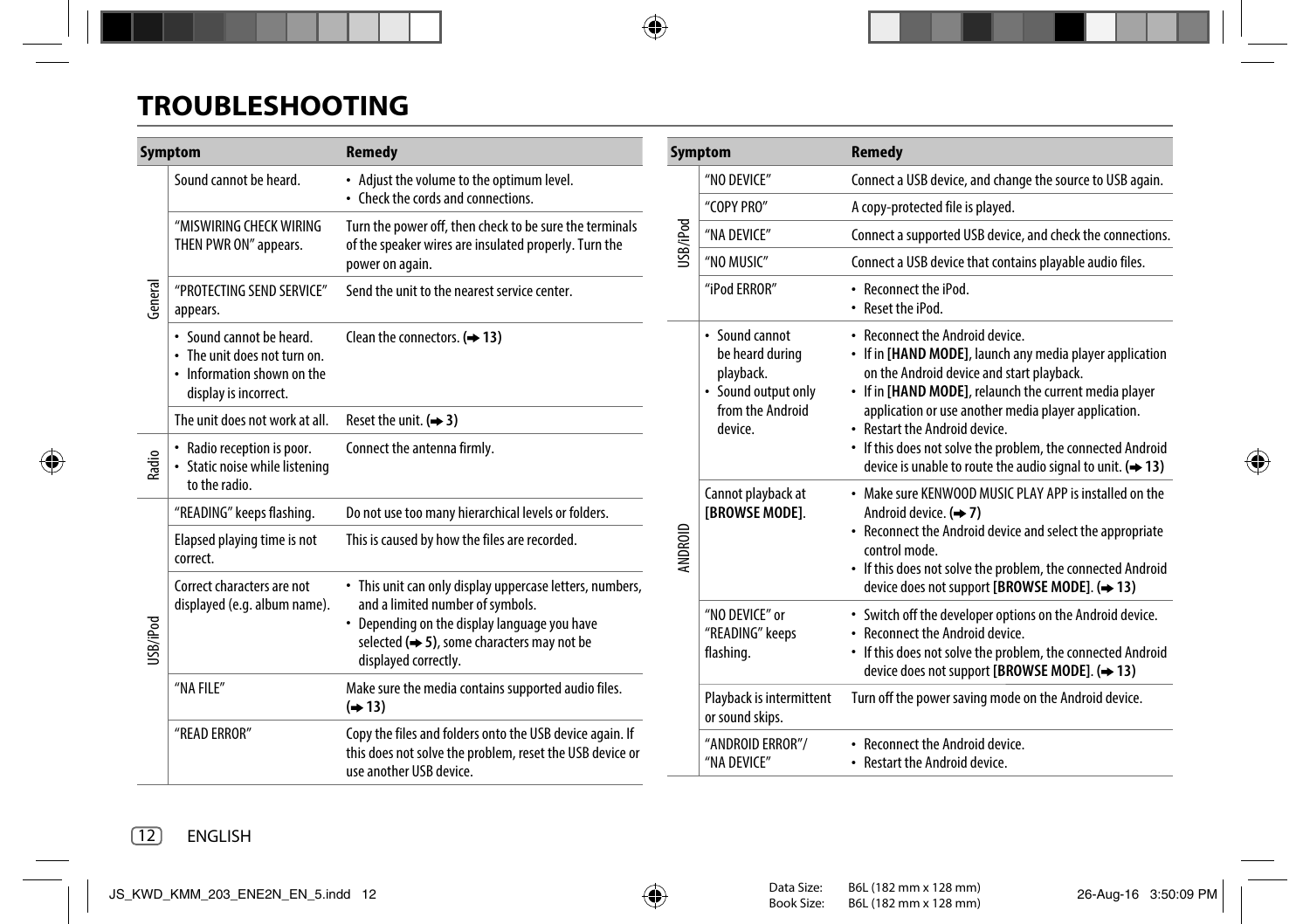# TROUBLESHOOTING

| | Symptom | Remedy |
|---|---|---|
| General | Sound cannot be heard. | • Adjust the volume to the optimum level.<br>• Check the cords and connections. |
| | "MISWIRING CHECK WIRING THEN PWR ON" appears. | Turn the power off, then check to be sure the terminals of the speaker wires are insulated properly. Turn the power on again. |
| | "PROTECTING SEND SERVICE" appears. | Send the unit to the nearest service center. |
| | • Sound cannot be heard.<br>• The unit does not turn on.<br>• Information shown on the display is incorrect. | Clean the connectors. (➜ 13) |
| | The unit does not work at all. | Reset the unit. (➜ 3) |
| Radio | • Radio reception is poor.<br>• Static noise while listening to the radio. | Connect the antenna firmly. |
| USB/iPod | "READING" keeps flashing. | Do not use too many hierarchical levels or folders. |
| | Elapsed playing time is not correct. | This is caused by how the files are recorded. |
| | Correct characters are not displayed (e.g. album name). | • This unit can only display uppercase letters, numbers, and a limited number of symbols.<br>• Depending on the display language you have selected (➜ 5), some characters may not be displayed correctly. |
| | "NA FILE" | Make sure the media contains supported audio files. (➜ 13) |
| | "READ ERROR" | Copy the files and folders onto the USB device again. If this does not solve the problem, reset the USB device or use another USB device. |
| | "NO DEVICE" | Connect a USB device, and change the source to USB again. |
| | "COPY PRO" | A copy-protected file is played. |
| | "NA DEVICE" | Connect a supported USB device, and check the connections. |
| | "NO MUSIC" | Connect a USB device that contains playable audio files. |
| | "iPod ERROR" | • Reconnect the iPod.<br>• Reset the iPod. |
| ANDROID | • Sound cannot be heard during playback.<br>• Sound output only from the Android device. | • Reconnect the Android device.<br>• If in **[HAND MODE]**, launch any media player application on the Android device and start playback.<br>• If in **[HAND MODE]**, relaunch the current media player application or use another media player application.<br>• Restart the Android device.<br>• If this does not solve the problem, the connected Android device is unable to route the audio signal to unit. (➜ 13) |
| | Cannot playback at **[BROWSE MODE]**. | • Make sure KENWOOD MUSIC PLAY APP is installed on the Android device. (➜ 7)<br>• Reconnect the Android device and select the appropriate control mode.<br>• If this does not solve the problem, the connected Android device does not support **[BROWSE MODE]**. (➜ 13) |
| | "NO DEVICE" or "READING" keeps flashing. | • Switch off the developer options on the Android device.<br>• Reconnect the Android device.<br>• If this does not solve the problem, the connected Android device does not support **[BROWSE MODE]**. (➜ 13) |
| | Playback is intermittent or sound skips. | Turn off the power saving mode on the Android device. |
| | "ANDROID ERROR"/ "NA DEVICE" | • Reconnect the Android device.<br>• Restart the Android device. |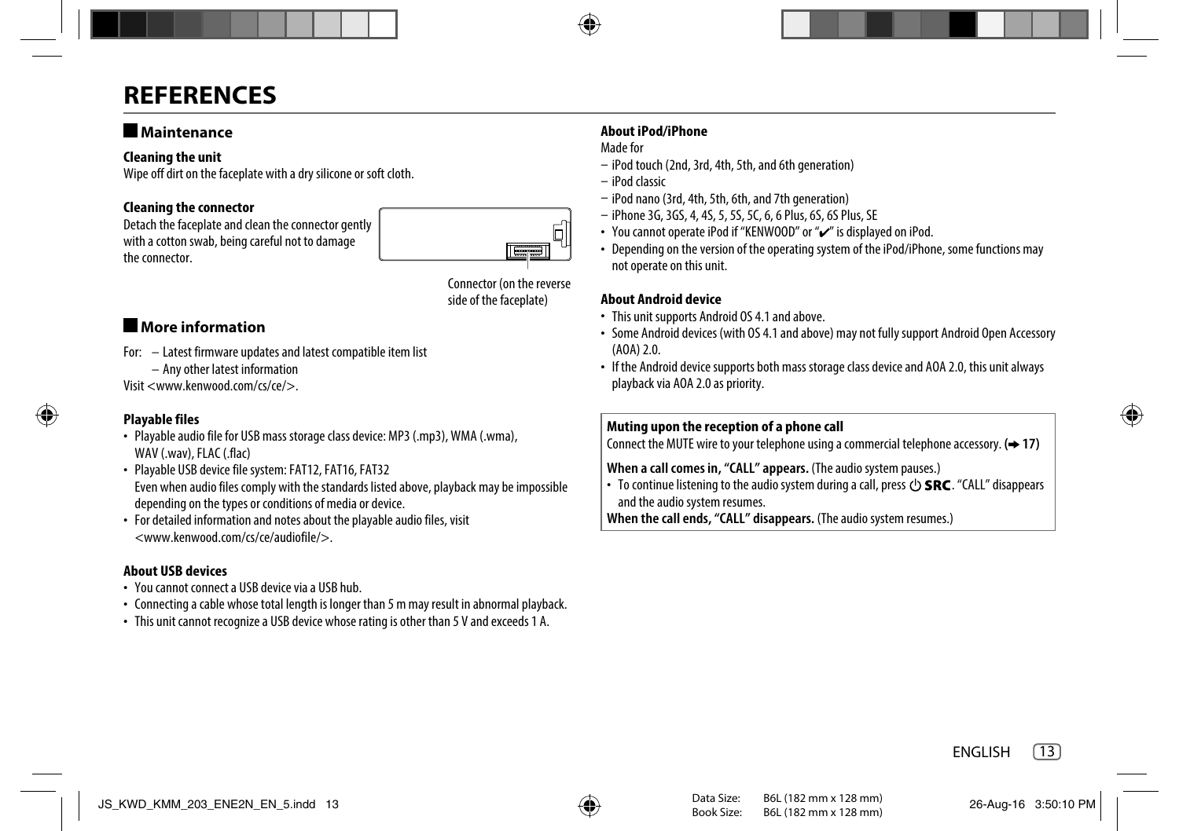# REFERENCES

## Maintenance

**Cleaning the unit**

Wipe off dirt on the faceplate with a dry silicone or soft cloth.

**Cleaning the connector**

Detach the faceplate and clean the connector gently with a cotton swab, being careful not to damage the connector.

Connector (on the reverse side of the faceplate)

## More information

For: – Latest firmware updates and latest compatible item list
– Any other latest information

Visit <www.kenwood.com/cs/ce/>.

**Playable files**

- Playable audio file for USB mass storage class device: MP3 (.mp3), WMA (.wma), WAV (.wav), FLAC (.flac)
- Playable USB device file system: FAT12, FAT16, FAT32
  Even when audio files comply with the standards listed above, playback may be impossible depending on the types or conditions of media or device.
- For detailed information and notes about the playable audio files, visit <www.kenwood.com/cs/ce/audiofile/>.

**About USB devices**

- You cannot connect a USB device via a USB hub.
- Connecting a cable whose total length is longer than 5 m may result in abnormal playback.
- This unit cannot recognize a USB device whose rating is other than 5 V and exceeds 1 A.

**About iPod/iPhone**

Made for

- iPod touch (2nd, 3rd, 4th, 5th, and 6th generation)
- iPod classic
- iPod nano (3rd, 4th, 5th, 6th, and 7th generation)
- iPhone 3G, 3GS, 4, 4S, 5, 5S, 5C, 6, 6 Plus, 6S, 6S Plus, SE

- You cannot operate iPod if "KENWOOD" or "✔" is displayed on iPod.
- Depending on the version of the operating system of the iPod/iPhone, some functions may not operate on this unit.

**About Android device**

- This unit supports Android OS 4.1 and above.
- Some Android devices (with OS 4.1 and above) may not fully support Android Open Accessory (AOA) 2.0.
- If the Android device supports both mass storage class device and AOA 2.0, this unit always playback via AOA 2.0 as priority.

**Muting upon the reception of a phone call**

Connect the MUTE wire to your telephone using a commercial telephone accessory. **(➜ 17)**

**When a call comes in, "CALL" appears.** (The audio system pauses.)

- To continue listening to the audio system during a call, press ⏻ **SRC**. "CALL" disappears and the audio system resumes.

**When the call ends, "CALL" disappears.** (The audio system resumes.)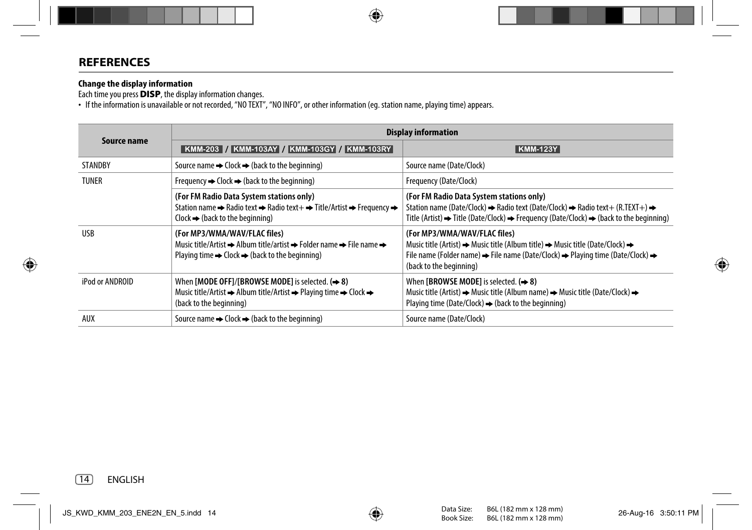## REFERENCES

**Change the display information**

Each time you press **DISP**, the display information changes.

- If the information is unavailable or not recorded, "NO TEXT", "NO INFO", or other information (eg. station name, playing time) appears.

| Source name | Display information | |
|---|---|---|
| | KMM-203 / KMM-103AY / KMM-103GY / KMM-103RY | KMM-123Y |
| STANDBY | Source name ➡ Clock ➡ (back to the beginning) | Source name (Date/Clock) |
| TUNER | Frequency ➡ Clock ➡ (back to the beginning) | Frequency (Date/Clock) |
| | **(For FM Radio Data System stations only)** Station name ➡ Radio text ➡ Radio text+ ➡ Title/Artist ➡ Frequency ➡ Clock ➡ (back to the beginning) | **(For FM Radio Data System stations only)** Station name (Date/Clock) ➡ Radio text (Date/Clock) ➡ Radio text+ (R.TEXT+) ➡ Title (Artist) ➡ Title (Date/Clock) ➡ Frequency (Date/Clock) ➡ (back to the beginning) |
| USB | **(For MP3/WMA/WAV/FLAC files)** Music title/Artist ➡ Album title/artist ➡ Folder name ➡ File name ➡ Playing time ➡ Clock ➡ (back to the beginning) | **(For MP3/WMA/WAV/FLAC files)** Music title (Artist) ➡ Music title (Album title) ➡ Music title (Date/Clock) ➡ File name (Folder name) ➡ File name (Date/Clock) ➡ Playing time (Date/Clock) ➡ (back to the beginning) |
| iPod or ANDROID | When **[MODE OFF]**/**[BROWSE MODE]** is selected. **(➡ 8)** Music title/Artist ➡ Album title/Artist ➡ Playing time ➡ Clock ➡ (back to the beginning) | When **[BROWSE MODE]** is selected. **(➡ 8)** Music title (Artist) ➡ Music title (Album name) ➡ Music title (Date/Clock) ➡ Playing time (Date/Clock) ➡ (back to the beginning) |
| AUX | Source name ➡ Clock ➡ (back to the beginning) | Source name (Date/Clock) |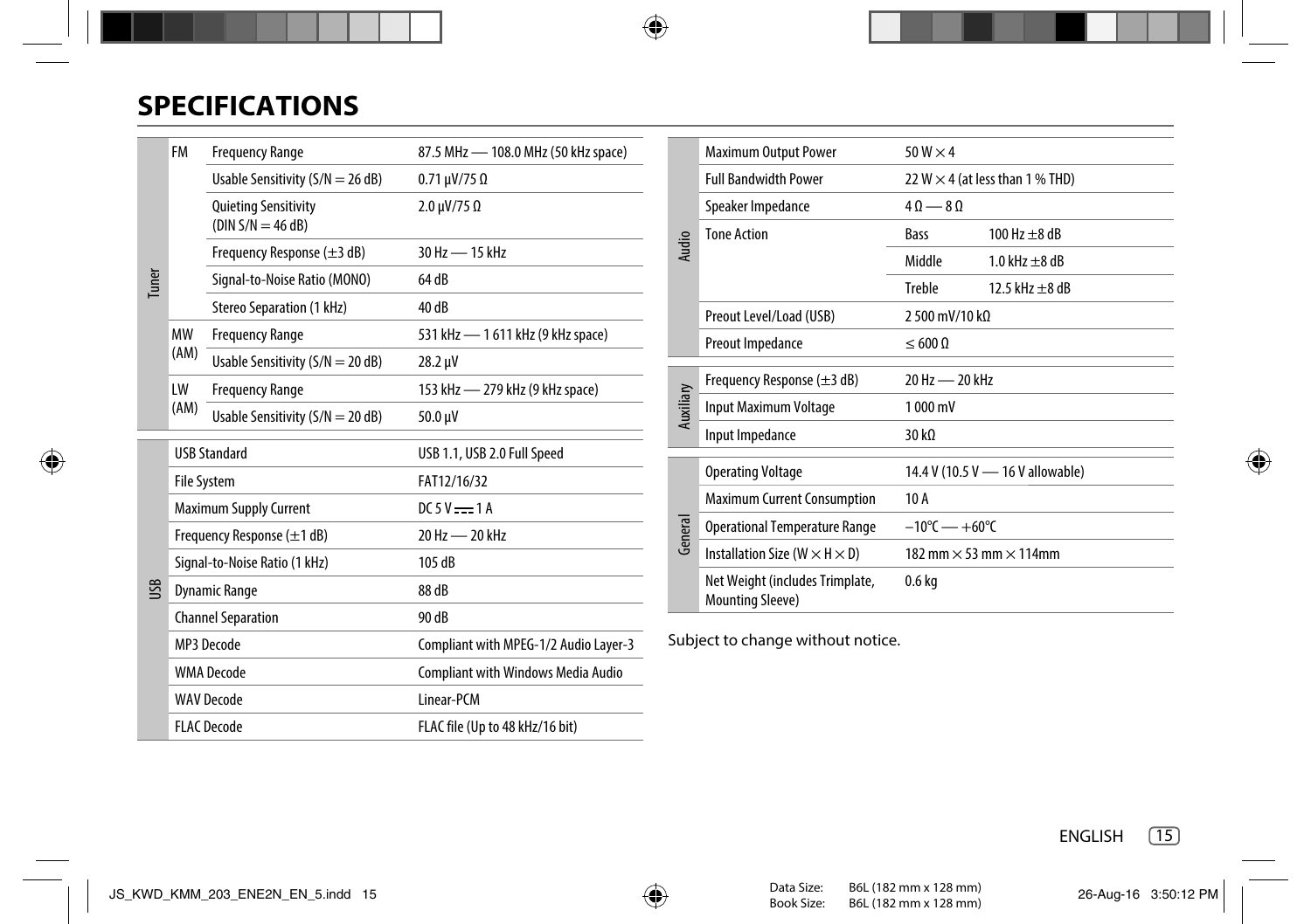# SPECIFICATIONS

| | | | |
|---|---|---|---|
| Tuner | FM | Frequency Range | 87.5 MHz — 108.0 MHz (50 kHz space) |
| | | Usable Sensitivity (S/N = 26 dB) | 0.71 μV/75 Ω |
| | | Quieting Sensitivity (DIN S/N = 46 dB) | 2.0 μV/75 Ω |
| | | Frequency Response (±3 dB) | 30 Hz — 15 kHz |
| | | Signal-to-Noise Ratio (MONO) | 64 dB |
| | | Stereo Separation (1 kHz) | 40 dB |
| | MW (AM) | Frequency Range | 531 kHz — 1 611 kHz (9 kHz space) |
| | | Usable Sensitivity (S/N = 20 dB) | 28.2 μV |
| | LW (AM) | Frequency Range | 153 kHz — 279 kHz (9 kHz space) |
| | | Usable Sensitivity (S/N = 20 dB) | 50.0 μV |

| | | |
|---|---|---|
| USB | USB Standard | USB 1.1, USB 2.0 Full Speed |
| | File System | FAT12/16/32 |
| | Maximum Supply Current | DC 5 V ⎓ 1 A |
| | Frequency Response (±1 dB) | 20 Hz — 20 kHz |
| | Signal-to-Noise Ratio (1 kHz) | 105 dB |
| | Dynamic Range | 88 dB |
| | Channel Separation | 90 dB |
| | MP3 Decode | Compliant with MPEG-1/2 Audio Layer-3 |
| | WMA Decode | Compliant with Windows Media Audio |
| | WAV Decode | Linear-PCM |
| | FLAC Decode | FLAC file (Up to 48 kHz/16 bit) |

| | | | |
|---|---|---|---|
| Audio | Maximum Output Power | 50 W × 4 | |
| | Full Bandwidth Power | 22 W × 4 (at less than 1 % THD) | |
| | Speaker Impedance | 4 Ω — 8 Ω | |
| | Tone Action | Bass | 100 Hz ±8 dB |
| | | Middle | 1.0 kHz ±8 dB |
| | | Treble | 12.5 kHz ±8 dB |
| | Preout Level/Load (USB) | 2 500 mV/10 kΩ | |
| | Preout Impedance | ≤ 600 Ω | |

| | | |
|---|---|---|
| Auxiliary | Frequency Response (±3 dB) | 20 Hz — 20 kHz |
| | Input Maximum Voltage | 1 000 mV |
| | Input Impedance | 30 kΩ |

| | | |
|---|---|---|
| General | Operating Voltage | 14.4 V (10.5 V — 16 V allowable) |
| | Maximum Current Consumption | 10 A |
| | Operational Temperature Range | −10°C — +60°C |
| | Installation Size (W × H × D) | 182 mm × 53 mm × 114mm |
| | Net Weight (includes Trimplate, Mounting Sleeve) | 0.6 kg |

Subject to change without notice.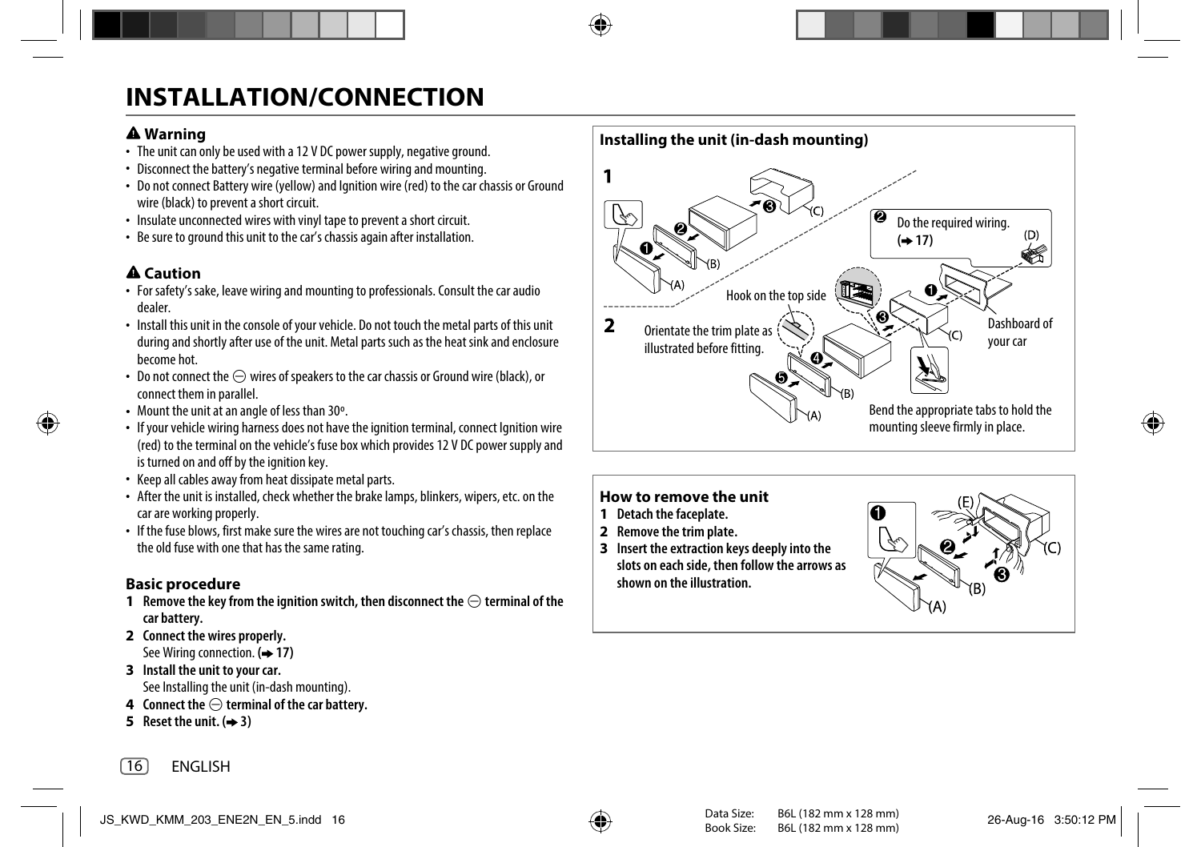# INSTALLATION/CONNECTION

### ⚠ Warning

- The unit can only be used with a 12 V DC power supply, negative ground.
- Disconnect the battery's negative terminal before wiring and mounting.
- Do not connect Battery wire (yellow) and Ignition wire (red) to the car chassis or Ground wire (black) to prevent a short circuit.
- Insulate unconnected wires with vinyl tape to prevent a short circuit.
- Be sure to ground this unit to the car's chassis again after installation.

### ⚠ Caution

- For safety's sake, leave wiring and mounting to professionals. Consult the car audio dealer.
- Install this unit in the console of your vehicle. Do not touch the metal parts of this unit during and shortly after use of the unit. Metal parts such as the heat sink and enclosure become hot.
- Do not connect the ⊖ wires of speakers to the car chassis or Ground wire (black), or connect them in parallel.
- Mount the unit at an angle of less than 30º.
- If your vehicle wiring harness does not have the ignition terminal, connect Ignition wire (red) to the terminal on the vehicle's fuse box which provides 12 V DC power supply and is turned on and off by the ignition key.
- Keep all cables away from heat dissipate metal parts.
- After the unit is installed, check whether the brake lamps, blinkers, wipers, etc. on the car are working properly.
- If the fuse blows, first make sure the wires are not touching car's chassis, then replace the old fuse with one that has the same rating.

### Basic procedure

1. **Remove the key from the ignition switch, then disconnect the ⊖ terminal of the car battery.**
2. **Connect the wires properly.**
   See Wiring connection. (➜ 17)
3. **Install the unit to your car.**
   See Installing the unit (in-dash mounting).
4. **Connect the ⊖ terminal of the car battery.**
5. **Reset the unit. (➜ 3)**

### Installing the unit (in-dash mounting)

**1**

❶ ❷ ❸ (A) (B) (C)

**2**

Orientate the trim plate as illustrated before fitting.

Hook on the top side

❷ Do the required wiring. (➜ 17) (D)

❶ ❸ ❹ ❺ (A) (B) (C)

Dashboard of your car

Bend the appropriate tabs to hold the mounting sleeve firmly in place.

### How to remove the unit

1. **Detach the faceplate.**
2. **Remove the trim plate.**
3. **Insert the extraction keys deeply into the slots on each side, then follow the arrows as shown on the illustration.**

❶ ❷ ❸ (A) (B) (C) (E)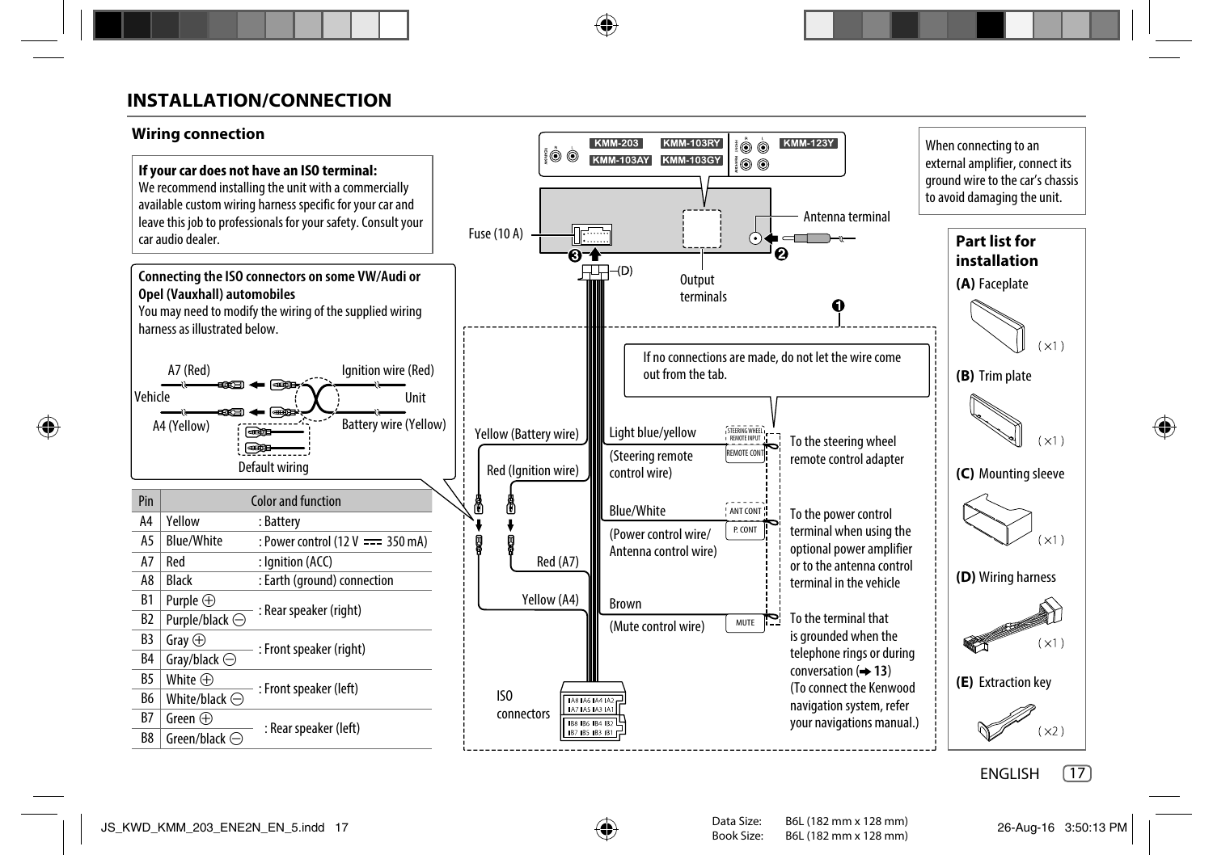# INSTALLATION/CONNECTION

## Wiring connection

**If your car does not have an ISO terminal:**
We recommend installing the unit with a commercially available custom wiring harness specific for your car and leave this job to professionals for your safety. Consult your car audio dealer.

**Connecting the ISO connectors on some VW/Audi or Opel (Vauxhall) automobiles**
You may need to modify the wiring of the supplied wiring harness as illustrated below.

A7 (Red) — Ignition wire (Red)
Vehicle — Unit
A4 (Yellow) — Battery wire (Yellow)
Default wiring

| Pin | Color and function | |
|---|---|---|
| A4 | Yellow | : Battery |
| A5 | Blue/White | : Power control (12 V ⎓ 350 mA) |
| A7 | Red | : Ignition (ACC) |
| A8 | Black | : Earth (ground) connection |
| B1 | Purple ⊕ | : Rear speaker (right) |
| B2 | Purple/black ⊖ | |
| B3 | Gray ⊕ | : Front speaker (right) |
| B4 | Gray/black ⊖ | |
| B5 | White ⊕ | : Front speaker (left) |
| B6 | White/black ⊖ | |
| B7 | Green ⊕ | : Rear speaker (left) |
| B8 | Green/black ⊖ | |

KMM-203 / KMM-103RY / KMM-103AY / KMM-103GY / KMM-123Y

Fuse (10 A)

Antenna terminal

Output terminals

(D)

When connecting to an external amplifier, connect its ground wire to the car's chassis to avoid damaging the unit.

If no connections are made, do not let the wire come out from the tab.

Yellow (Battery wire)

Red (Ignition wire)

Red (A7)

Yellow (A4)

Light blue/yellow (Steering remote control wire) — STEERING WHEEL REMOTE INPUT / REMOTE CONT — To the steering wheel remote control adapter

Blue/White (Power control wire/ Antenna control wire) — ANT CONT / P. CONT — To the power control terminal when using the optional power amplifier or to the antenna control terminal in the vehicle

Brown (Mute control wire) — MUTE — To the terminal that is grounded when the telephone rings or during conversation (➜ 13)
(To connect the Kenwood navigation system, refer your navigations manual.)

ISO connectors

### Part list for installation

**(A)** Faceplate (×1)

**(B)** Trim plate (×1)

**(C)** Mounting sleeve (×1)

**(D)** Wiring harness (×1)

**(E)** Extraction key (×2)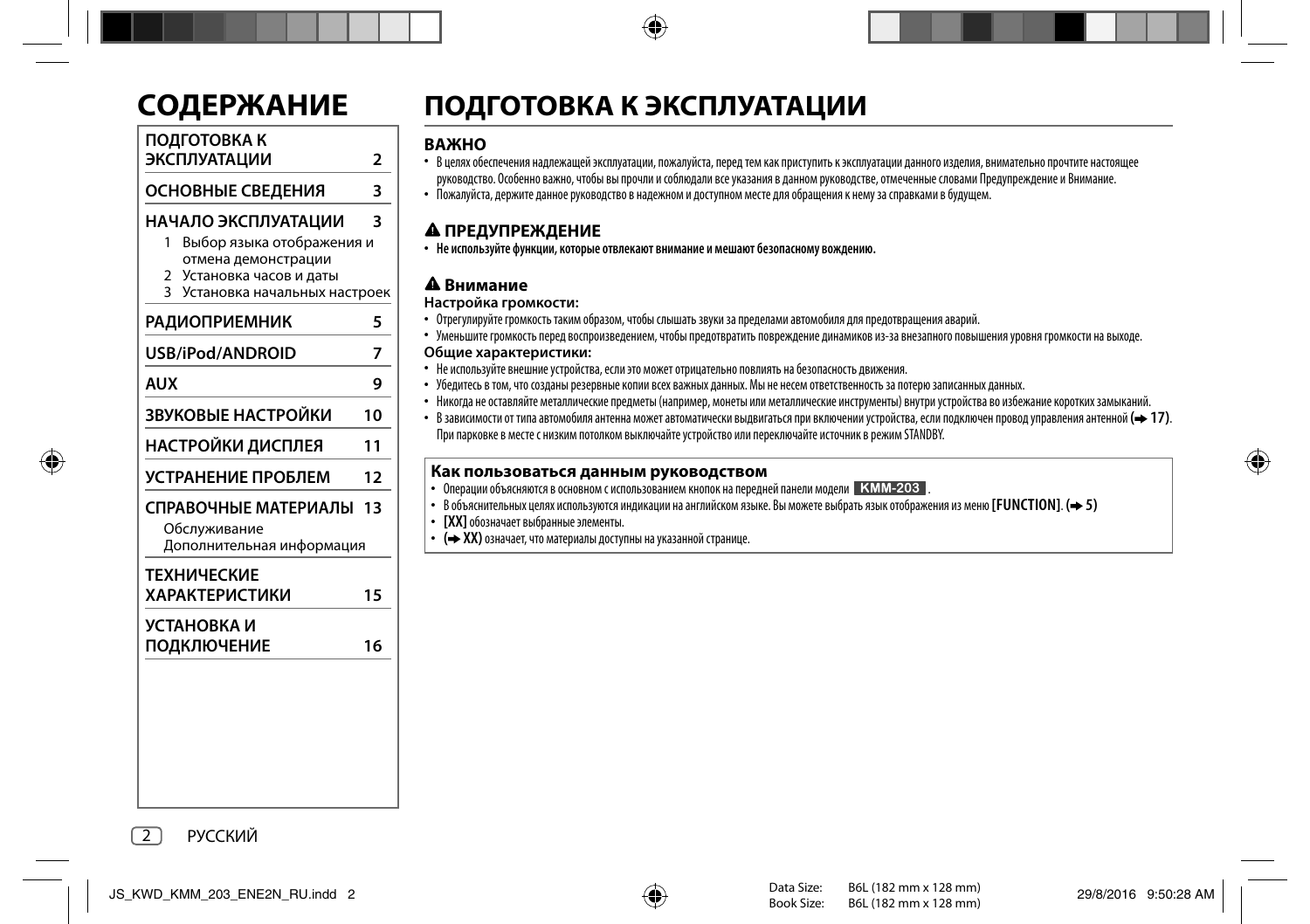# СОДЕРЖАНИЕ

| | |
|---|---|
| ПОДГОТОВКА К ЭКСПЛУАТАЦИИ | 2 |
| ОСНОВНЫЕ СВЕДЕНИЯ | 3 |
| НАЧАЛО ЭКСПЛУАТАЦИИ | 3 |
| 1 Выбор языка отображения и отмена демонстрации | |
| 2 Установка часов и даты | |
| 3 Установка начальных настроек | |
| РАДИОПРИЕМНИК | 5 |
| USB/iPod/ANDROID | 7 |
| AUX | 9 |
| ЗВУКОВЫЕ НАСТРОЙКИ | 10 |
| НАСТРОЙКИ ДИСПЛЕЯ | 11 |
| УСТРАНЕНИЕ ПРОБЛЕМ | 12 |
| СПРАВОЧНЫЕ МАТЕРИАЛЫ | 13 |
| Обслуживание | |
| Дополнительная информация | |
| ТЕХНИЧЕСКИЕ ХАРАКТЕРИСТИКИ | 15 |
| УСТАНОВКА И ПОДКЛЮЧЕНИЕ | 16 |

# ПОДГОТОВКА К ЭКСПЛУАТАЦИИ

## ВАЖНО

- В целях обеспечения надлежащей эксплуатации, пожалуйста, перед тем как приступить к эксплуатации данного изделия, внимательно прочтите настоящее руководство. Особенно важно, чтобы вы прочли и соблюдали все указания в данном руководстве, отмеченные словами Предупреждение и Внимание.
- Пожалуйста, держите данное руководство в надежном и доступном месте для обращения к нему за справками в будущем.

## ⚠ ПРЕДУПРЕЖДЕНИЕ

- **Не используйте функции, которые отвлекают внимание и мешают безопасному вождению.**

## ⚠ Внимание

**Настройка громкости:**

- Отрегулируйте громкость таким образом, чтобы слышать звуки за пределами автомобиля для предотвращения аварий.
- Уменьшите громкость перед воспроизведением, чтобы предотвратить повреждение динамиков из-за внезапного повышения уровня громкости на выходе.

**Общие характеристики:**

- Не используйте внешние устройства, если это может отрицательно повлиять на безопасность движения.
- Убедитесь в том, что созданы резервные копии всех важных данных. Мы не несем ответственность за потерю записанных данных.
- Никогда не оставляйте металлические предметы (например, монеты или металлические инструменты) внутри устройства во избежание коротких замыканий.
- В зависимости от типа автомобиля антенна может автоматически выдвигаться при включении устройства, если подключен провод управления антенной (➜ **17**). При парковке в месте с низким потолком выключайте устройство или переключайте источник в режим STANDBY.

### Как пользоваться данным руководством

- Операции объясняются в основном с использованием кнопок на передней панели модели **KMM-203**.
- В объяснительных целях используются индикации на английском языке. Вы можете выбрать язык отображения из меню **[FUNCTION]**. (➜ **5**)
- **[XX]** обозначает выбранные элементы.
- **(➜ XX)** означает, что материалы доступны на указанной странице.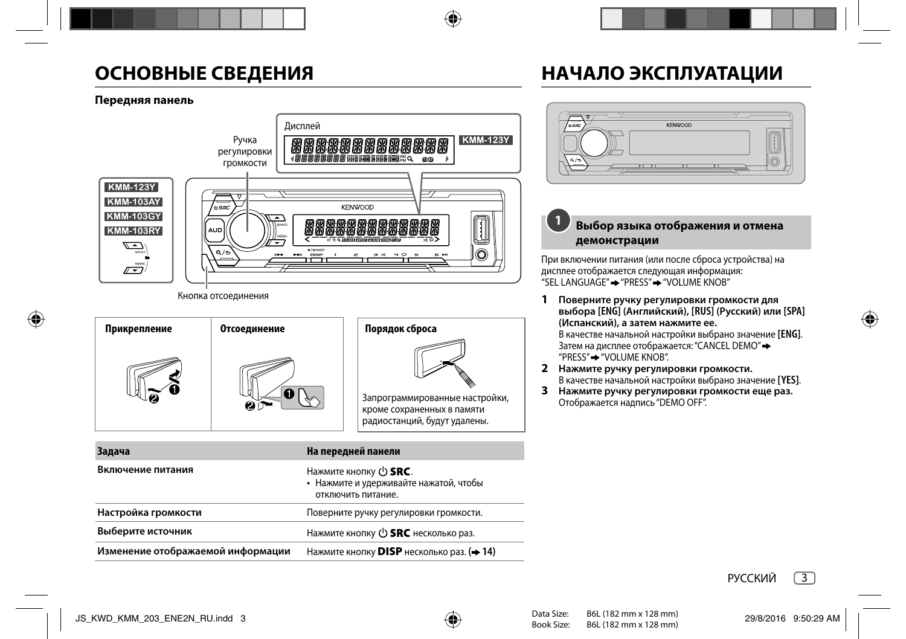# ОСНОВНЫЕ СВЕДЕНИЯ

**Передняя панель**

Дисплей

Ручка регулировки громкости

KMM-123Y

KMM-103AY

KMM-103GY

KMM-103RY

Кнопка отсоединения

| Прикрепление | Отсоединение |
|---|---|

**Порядок сброса**

Запрограммированные настройки, кроме сохраненных в памяти радиостанций, будут удалены.

| Задача | На передней панели |
|---|---|
| **Включение питания** | Нажмите кнопку ⏻ **SRC**.<br>• Нажмите и удерживайте нажатой, чтобы отключить питание. |
| **Настройка громкости** | Поверните ручку регулировки громкости. |
| **Выберите источник** | Нажмите кнопку ⏻ **SRC** несколько раз. |
| **Изменение отображаемой информации** | Нажмите кнопку **DISP** несколько раз. (➜ 14) |

# НАЧАЛО ЭКСПЛУАТАЦИИ

## 1 Выбор языка отображения и отмена демонстрации

При включении питания (или после сброса устройства) на дисплее отображается следующая информация:
"SEL LANGUAGE" ➜ "PRESS" ➜ "VOLUME KNOB"

1. **Поверните ручку регулировки громкости для выбора [ENG] (Английский), [RUS] (Русский) или [SPA] (Испанский), а затем нажмите ее.**
   В качестве начальной настройки выбрано значение **[ENG]**.
   Затем на дисплее отображается: "CANCEL DEMO" ➜ "PRESS" ➜ "VOLUME KNOB".
2. **Нажмите ручку регулировки громкости.**
   В качестве начальной настройки выбрано значение **[YES]**.
3. **Нажмите ручку регулировки громкости еще раз.**
   Отображается надпись "DEMO OFF".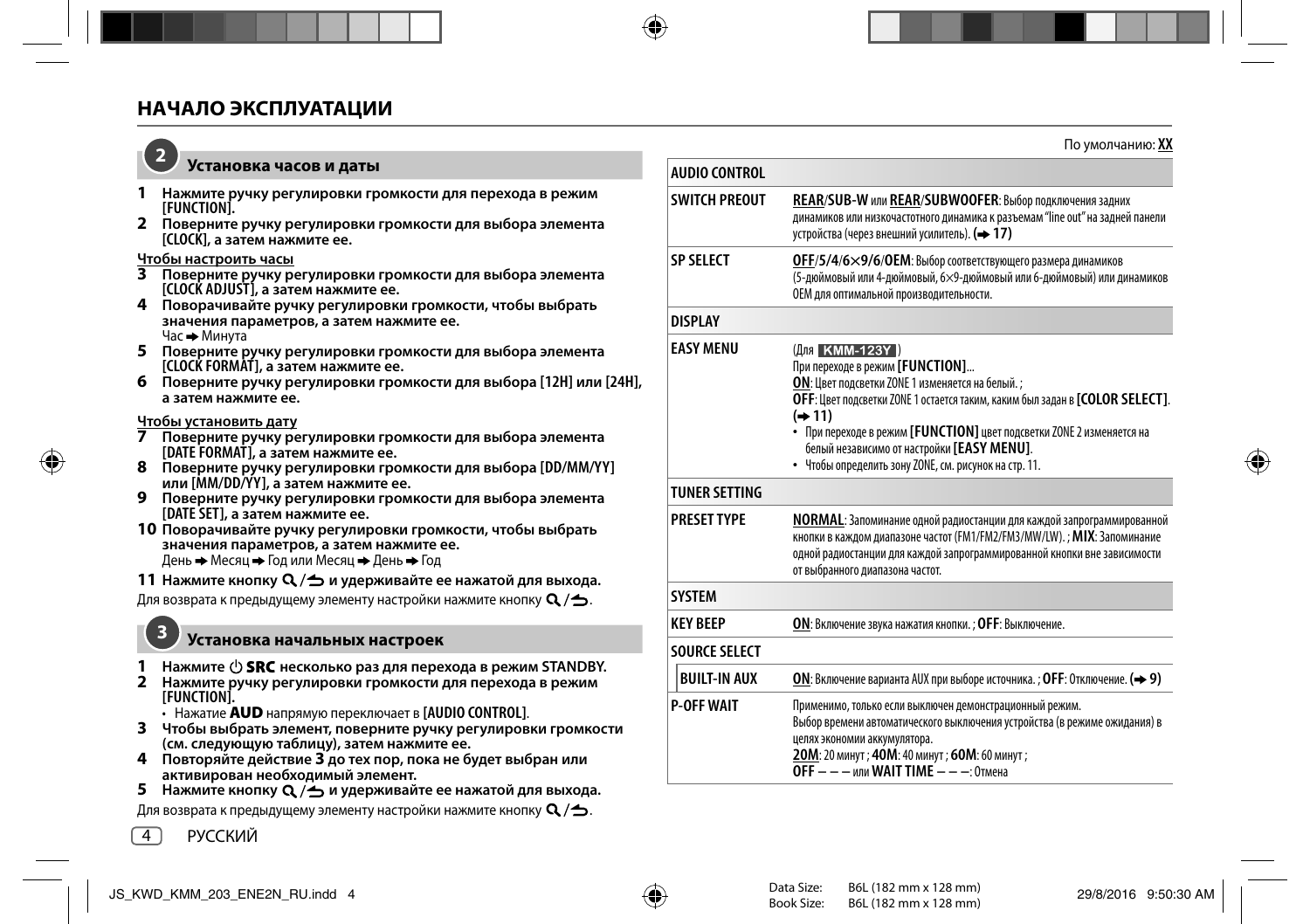# НАЧАЛО ЭКСПЛУАТАЦИИ

## 2 Установка часов и даты

**1** **Нажмите ручку регулировки громкости для перехода в режим [FUNCTION].**

**2** **Поверните ручку регулировки громкости для выбора элемента [CLOCK], а затем нажмите ее.**

**Чтобы настроить часы**

**3** **Поверните ручку регулировки громкости для выбора элемента [CLOCK ADJUST], а затем нажмите ее.**

**4** **Поворачивайте ручку регулировки громкости, чтобы выбрать значения параметров, а затем нажмите ее.**
Час ➡ Минута

**5** **Поверните ручку регулировки громкости для выбора элемента [CLOCK FORMAT], а затем нажмите ее.**

**6** **Поверните ручку регулировки громкости для выбора [12H] или [24H], а затем нажмите ее.**

**Чтобы установить дату**

**7** **Поверните ручку регулировки громкости для выбора элемента [DATE FORMAT], а затем нажмите ее.**

**8** **Поверните ручку регулировки громкости для выбора [DD/MM/YY] или [MM/DD/YY], а затем нажмите ее.**

**9** **Поверните ручку регулировки громкости для выбора элемента [DATE SET], а затем нажмите ее.**

**10** **Поворачивайте ручку регулировки громкости, чтобы выбрать значения параметров, а затем нажмите ее.**
День ➡ Месяц ➡ Год или Месяц ➡ День ➡ Год

**11** **Нажмите кнопку 🔍/↩ и удерживайте ее нажатой для выхода.**

Для возврата к предыдущему элементу настройки нажмите кнопку 🔍/↩.

## 3 Установка начальных настроек

**1** **Нажмите ⏻ SRC несколько раз для перехода в режим STANDBY.**

**2** **Нажмите ручку регулировки громкости для перехода в режим [FUNCTION].**
- Нажатие **AUD** напрямую переключает в **[AUDIO CONTROL]**.

**3** **Чтобы выбрать элемент, поверните ручку регулировки громкости (см. следующую таблицу), затем нажмите ее.**

**4** **Повторяйте действие 3 до тех пор, пока не будет выбран или активирован необходимый элемент.**

**5** **Нажмите кнопку 🔍/↩ и удерживайте ее нажатой для выхода.**

Для возврата к предыдущему элементу настройки нажмите кнопку 🔍/↩.

По умолчанию: **XX**

| | |
|---|---|
| **AUDIO CONTROL** | |
| **SWITCH PREOUT** | **REAR**/**SUB-W** или **REAR**/**SUBWOOFER**: Выбор подключения задних динамиков или низкочастотного динамика к разъемам "line out" на задней панели устройства (через внешний усилитель). **(➡ 17)** |
| **SP SELECT** | **OFF**/**5**/**4**/**6×9**/**6**/**OEM**: Выбор соответствующего размера динамиков (5-дюймовый или 4-дюймовый, 6×9-дюймовый или 6-дюймовый) или динамиков OEM для оптимальной производительности. |
| **DISPLAY** | |
| **EASY MENU** | (Для **KMM-123Y**) При переходе в режим **[FUNCTION]**... **ON**: Цвет подсветки ZONE 1 изменяется на белый. ; **OFF**: Цвет подсветки ZONE 1 остается таким, каким был задан в **[COLOR SELECT]**. **(➡ 11)** • При переходе в режим **[FUNCTION]** цвет подсветки ZONE 2 изменяется на белый независимо от настройки **[EASY MENU]**. • Чтобы определить зону ZONE, см. рисунок на стр. 11. |
| **TUNER SETTING** | |
| **PRESET TYPE** | **NORMAL**: Запоминание одной радиостанции для каждой запрограммированной кнопки в каждом диапазоне частот (FM1/FM2/FM3/MW/LW). ; **MIX**: Запоминание одной радиостанции для каждой запрограммированной кнопки вне зависимости от выбранного диапазона частот. |
| **SYSTEM** | |
| **KEY BEEP** | **ON**: Включение звука нажатия кнопки. ; **OFF**: Выключение. |
| **SOURCE SELECT** | |
| **BUILT-IN AUX** | **ON**: Включение варианта AUX при выборе источника. ; **OFF**: Отключение. **(➡ 9)** |
| **P-OFF WAIT** | Применимо, только если выключен демонстрационный режим. Выбор времени автоматического выключения устройства (в режиме ожидания) в целях экономии аккумулятора. **20M**: 20 минут ; **40M**: 40 минут ; **60M**: 60 минут ; **OFF – – –** или **WAIT TIME – – –**: Отмена |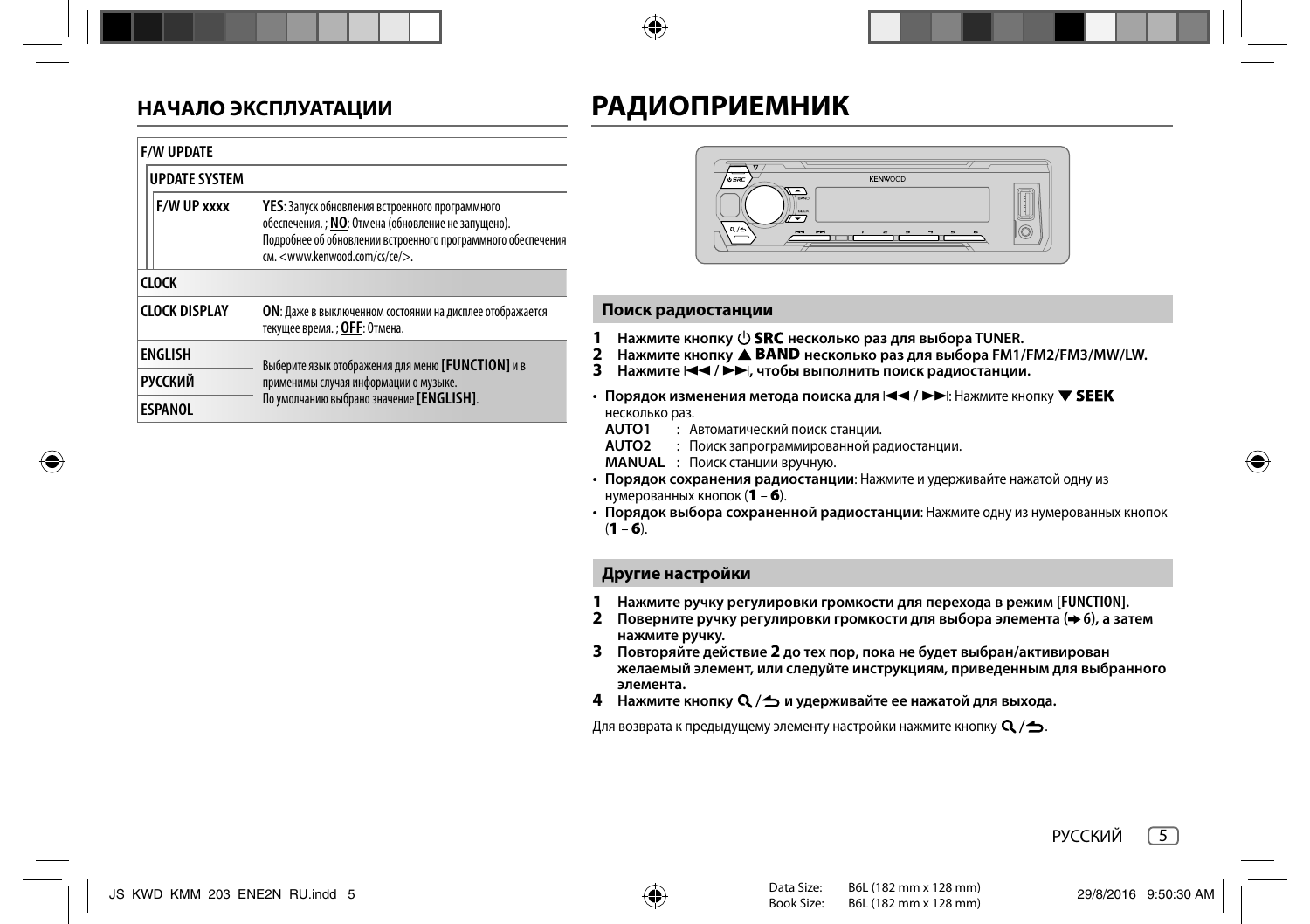## НАЧАЛО ЭКСПЛУАТАЦИИ

| | |
|---|---|
| **F/W UPDATE** | |
| **UPDATE SYSTEM** | |
| **F/W UP xxxx** | **YES**: Запуск обновления встроенного программного обеспечения. ; **NO**: Отмена (обновление не запущено). Подробнее об обновлении встроенного программного обеспечения см. <www.kenwood.com/cs/ce/>. |
| **CLOCK** | |
| **CLOCK DISPLAY** | **ON**: Даже в выключенном состоянии на дисплее отображается текущее время. ; **OFF**: Отмена. |
| **ENGLISH** | Выберите язык отображения для меню **[FUNCTION]** и в применимы случая информации о музыке. По умолчанию выбрано значение **[ENGLISH]**. |
| **РУССКИЙ** | |
| **ESPANOL** | |

# РАДИОПРИЕМНИК

### Поиск радиостанции

1. **Нажмите кнопку ⏻ SRC несколько раз для выбора TUNER.**
2. **Нажмите кнопку ▲ BAND несколько раз для выбора FM1/FM2/FM3/MW/LW.**
3. **Нажмите ⏮ / ⏭, чтобы выполнить поиск радиостанции.**

- **Порядок изменения метода поиска для ⏮ / ⏭**: Нажмите кнопку **▼ SEEK** несколько раз.
  - **AUTO1** : Автоматический поиск станции.
  - **AUTO2** : Поиск запрограммированной радиостанции.
  - **MANUAL** : Поиск станции вручную.
- **Порядок сохранения радиостанции**: Нажмите и удерживайте нажатой одну из нумерованных кнопок (**1** – **6**).
- **Порядок выбора сохраненной радиостанции**: Нажмите одну из нумерованных кнопок (**1** – **6**).

### Другие настройки

1. **Нажмите ручку регулировки громкости для перехода в режим [FUNCTION].**
2. **Поверните ручку регулировки громкости для выбора элемента (➜ 6), а затем нажмите ручку.**
3. **Повторяйте действие 2 до тех пор, пока не будет выбран/активирован желаемый элемент, или следуйте инструкциям, приведенным для выбранного элемента.**
4. **Нажмите кнопку 🔍/↩ и удерживайте ее нажатой для выхода.**

Для возврата к предыдущему элементу настройки нажмите кнопку 🔍/↩.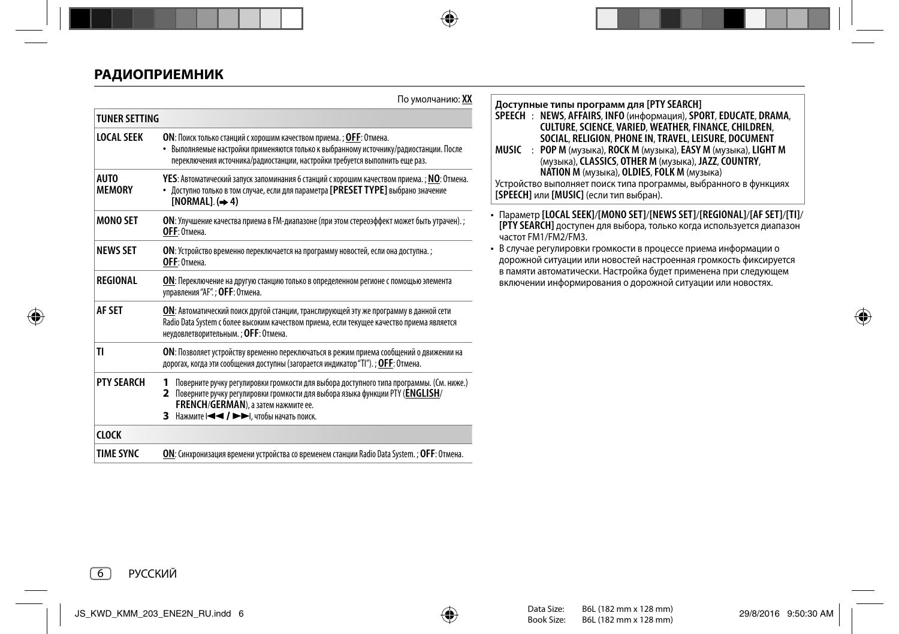## РАДИОПРИЕМНИК

По умолчанию: **XX**

| TUNER SETTING | |
|---|---|
| **LOCAL SEEK** | **ON**: Поиск только станций с хорошим качеством приема. ; **OFF**: Отмена.<br>• Выполняемые настройки применяются только к выбранному источнику/радиостанции. После переключения источника/радиостанции, настройки требуется выполнить еще раз. |
| **AUTO MEMORY** | **YES**: Автоматический запуск запоминания 6 станций с хорошим качеством приема. ; **NO**: Отмена.<br>• Доступно только в том случае, если для параметра **[PRESET TYPE]** выбрано значение **[NORMAL]**. (➜ 4) |
| **MONO SET** | **ON**: Улучшение качества приема в FM-диапазоне (при этом стереоэффект может быть утрачен). ; **OFF**: Отмена. |
| **NEWS SET** | **ON**: Устройство временно переключается на программу новостей, если она доступна. ; **OFF**: Отмена. |
| **REGIONAL** | **ON**: Переключение на другую станцию только в определенном регионе с помощью элемента управления “AF”. ; **OFF**: Отмена. |
| **AF SET** | **ON**: Автоматический поиск другой станции, транслирующей эту же программу в данной сети Radio Data System с более высоким качеством приема, если текущее качество приема является неудовлетворительным. ; **OFF**: Отмена. |
| **TI** | **ON**: Позволяет устройству временно переключаться в режим приема сообщений о движении на дорогах, когда эти сообщения доступны (загорается индикатор “TI”). ; **OFF**: Отмена. |
| **PTY SEARCH** | **1** Поверните ручку регулировки громкости для выбора доступного типа программы. (См. ниже.)<br>**2** Поверните ручку регулировки громкости для выбора языка функции PTY (**ENGLISH**/**FRENCH**/**GERMAN**), а затем нажмите ее.<br>**3** Нажмите I◄◄ / ►►I, чтобы начать поиск. |
| **CLOCK** | |
| **TIME SYNC** | **ON**: Синхронизация времени устройства со временем станции Radio Data System. ; **OFF**: Отмена. |

**Доступные типы программ для [PTY SEARCH]**

**SPEECH** : **NEWS**, **AFFAIRS**, **INFO** (информация), **SPORT**, **EDUCATE**, **DRAMA**, **CULTURE**, **SCIENCE**, **VARIED**, **WEATHER**, **FINANCE**, **CHILDREN**, **SOCIAL**, **RELIGION**, **PHONE IN**, **TRAVEL**, **LEISURE**, **DOCUMENT**

**MUSIC** : **POP M** (музыка), **ROCK M** (музыка), **EASY M** (музыка), **LIGHT M** (музыка), **CLASSICS**, **OTHER M** (музыка), **JAZZ**, **COUNTRY**, **NATION M** (музыка), **OLDIES**, **FOLK M** (музыка)

Устройство выполняет поиск типа программы, выбранного в функциях **[SPEECH]** или **[MUSIC]** (если тип выбран).

- Параметр **[LOCAL SEEK]**/**[MONO SET]**/**[NEWS SET]**/**[REGIONAL]**/**[AF SET]**/**[TI]**/**[PTY SEARCH]** доступен для выбора, только когда используется диапазон частот FM1/FM2/FM3.
- В случае регулировки громкости в процессе приема информации о дорожной ситуации или новостей настроенная громкость фиксируется в памяти автоматически. Настройка будет применена при следующем включении информирования о дорожной ситуации или новостях.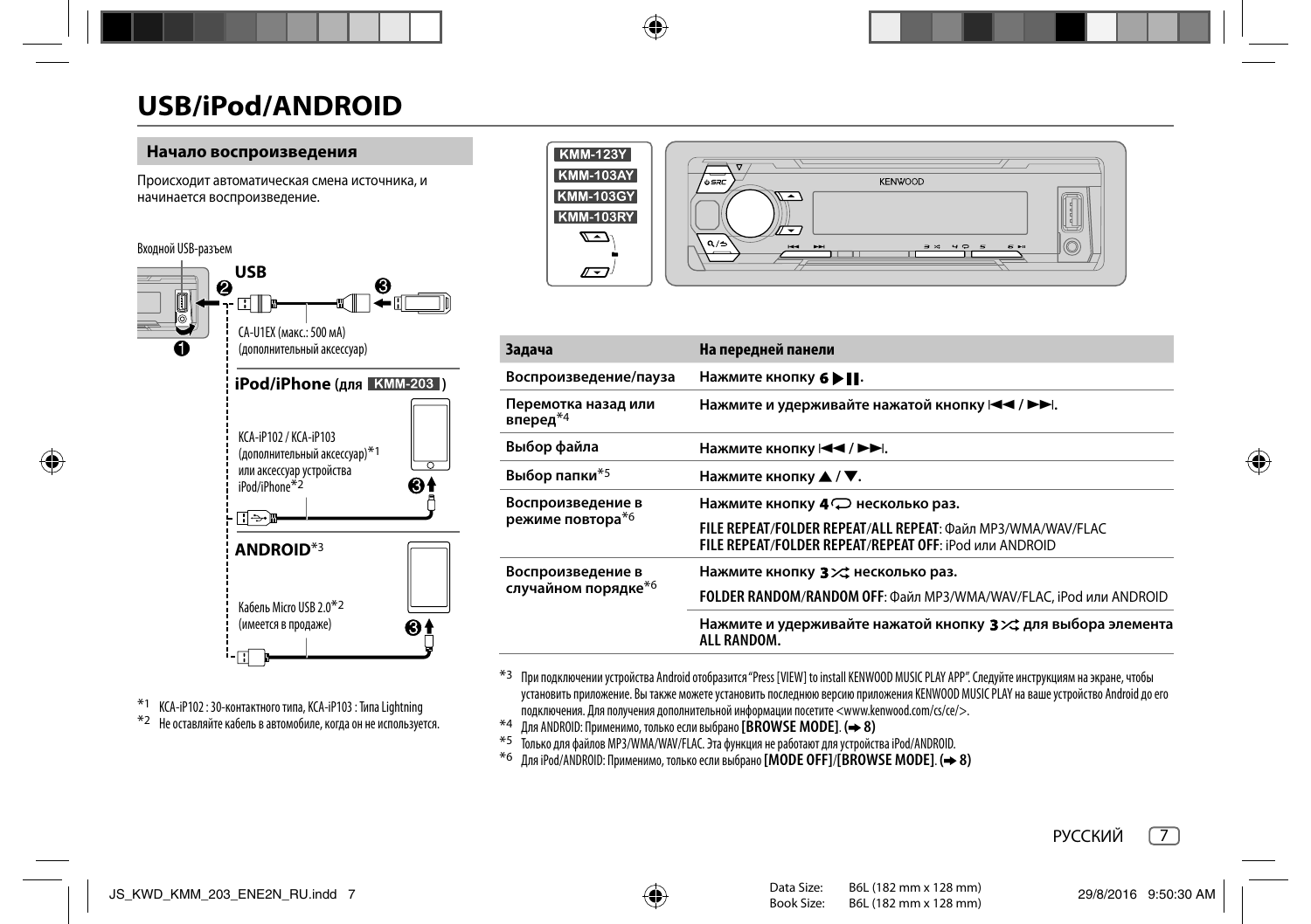# USB/iPod/ANDROID

## Начало воспроизведения

Происходит автоматическая смена источника, и начинается воспроизведение.

Входной USB-разъем

**USB**

CA-U1EX (макс.: 500 мА) (дополнительный аксессуар)

**iPod/iPhone (для KMM-203)**

KCA-iP102 / KCA-iP103 (дополнительный аксессуар)*1 или аксессуар устройства iPod/iPhone*2

**ANDROID***3

Кабель Micro USB 2.0*2 (имеется в продаже)

*1 KCA-iP102 : 30-контактного типа, KCA-iP103 : Типа Lightning
*2 Не оставляйте кабель в автомобиле, когда он не используется.

KMM-123Y
KMM-103AY
KMM-103GY
KMM-103RY

| Задача | На передней панели |
|---|---|
| Воспроизведение/пауза | Нажмите кнопку 6 ▶II. |
| Перемотка назад или вперед*4 | Нажмите и удерживайте нажатой кнопку I◀◀ / ▶▶I. |
| Выбор файла | Нажмите кнопку I◀◀ / ▶▶I. |
| Выбор папки*5 | Нажмите кнопку ▲ / ▼. |
| Воспроизведение в режиме повтора*6 | Нажмите кнопку 4 несколько раз.<br>**FILE REPEAT**/**FOLDER REPEAT**/**ALL REPEAT**: Файл MP3/WMA/WAV/FLAC<br>**FILE REPEAT**/**FOLDER REPEAT**/**REPEAT OFF**: iPod или ANDROID |
| Воспроизведение в случайном порядке*6 | Нажмите кнопку 3 несколько раз.<br>**FOLDER RANDOM**/**RANDOM OFF**: Файл MP3/WMA/WAV/FLAC, iPod или ANDROID<br>Нажмите и удерживайте нажатой кнопку 3 для выбора элемента **ALL RANDOM**. |

*3 При подключении устройства Android отобразится "Press [VIEW] to install KENWOOD MUSIC PLAY APP". Следуйте инструкциям на экране, чтобы установить приложение. Вы также можете установить последнюю версию приложения KENWOOD MUSIC PLAY на ваше устройство Android до его подключения. Для получения дополнительной информации посетите <www.kenwood.com/cs/ce/>.
*4 Для ANDROID: Применимо, только если выбрано **[BROWSE MODE]**. (➜ 8)
*5 Только для файлов MP3/WMA/WAV/FLAC. Эта функция не работают для устройства iPod/ANDROID.
*6 Для iPod/ANDROID: Применимо, только если выбрано **[MODE OFF]**/**[BROWSE MODE]**. (➜ 8)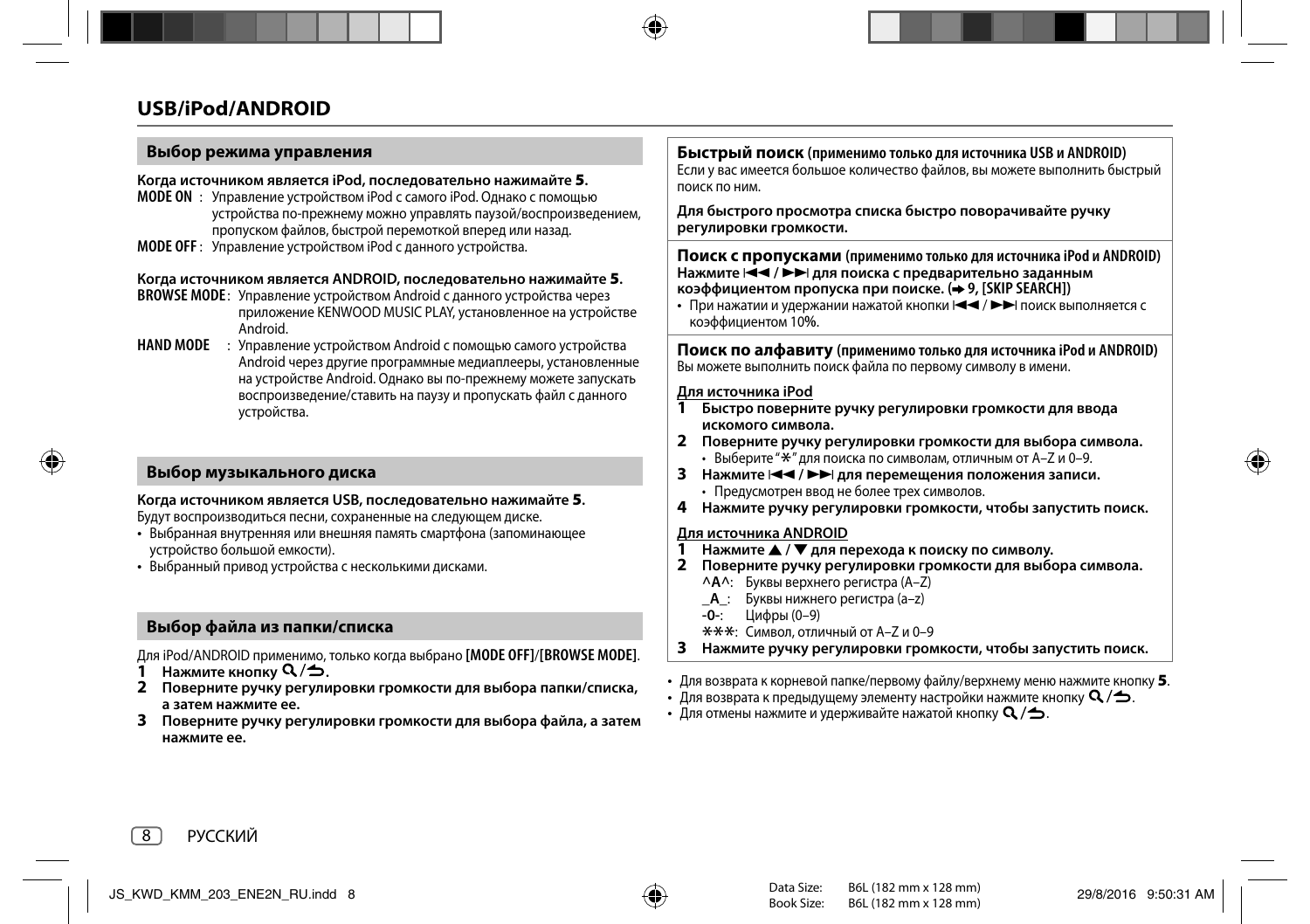# USB/iPod/ANDROID

## Выбор режима управления

**Когда источником является iPod, последовательно нажимайте 5.**

**MODE ON** : Управление устройством iPod с самого iPod. Однако с помощью устройства по-прежнему можно управлять паузой/воспроизведением, пропуском файлов, быстрой перемоткой вперед или назад.

**MODE OFF** : Управление устройством iPod с данного устройства.

**Когда источником является ANDROID, последовательно нажимайте 5.**

**BROWSE MODE**: Управление устройством Android с данного устройства через приложение KENWOOD MUSIC PLAY, установленное на устройстве Android.

**HAND MODE** : Управление устройством Android с помощью самого устройства Android через другие программные медиаплееры, установленные на устройстве Android. Однако вы по-прежнему можете запускать воспроизведение/ставить на паузу и пропускать файл с данного устройства.

## Выбор музыкального диска

**Когда источником является USB, последовательно нажимайте 5.**

Будут воспроизводиться песни, сохраненные на следующем диске.

- Выбранная внутренняя или внешняя память смартфона (запоминающее устройство большой емкости).
- Выбранный привод устройства с несколькими дисками.

## Выбор файла из папки/списка

Для iPod/ANDROID применимо, только когда выбрано **[MODE OFF]**/**[BROWSE MODE]**.

1. **Нажмите кнопку Q/⮌.**
2. **Поверните ручку регулировки громкости для выбора папки/списка, а затем нажмите ее.**
3. **Поверните ручку регулировки громкости для выбора файла, а затем нажмите ее.**

### Быстрый поиск (применимо только для источника USB и ANDROID)

Если у вас имеется большое количество файлов, вы можете выполнить быстрый поиск по ним.

**Для быстрого просмотра списка быстро поворачивайте ручку регулировки громкости.**

### Поиск с пропусками (применимо только для источника iPod и ANDROID)

**Нажмите I◄◄ / ►►I для поиска с предварительно заданным коэффициентом пропуска при поиске. (➜ 9, [SKIP SEARCH])**

- При нажатии и удержании нажатой кнопки I◄◄ / ►►I поиск выполняется с коэффициентом 10%.

### Поиск по алфавиту (применимо только для источника iPod и ANDROID)

Вы можете выполнить поиск файла по первому символу в имени.

**Для источника iPod**

1. **Быстро поверните ручку регулировки громкости для ввода искомого символа.**
2. **Поверните ручку регулировки громкости для выбора символа.**
   - Выберите "*" для поиска по символам, отличным от A–Z и 0–9.
3. **Нажмите I◄◄ / ►►I для перемещения положения записи.**
   - Предусмотрен ввод не более трех символов.
4. **Нажмите ручку регулировки громкости, чтобы запустить поиск.**

**Для источника ANDROID**

1. **Нажмите ▲ / ▼ для перехода к поиску по символу.**
2. **Поверните ручку регулировки громкости для выбора символа.**
   - **^A^**: Буквы верхнего регистра (A–Z)
   - **_A_**: Буквы нижнего регистра (a–z)
   - **-0-**: Цифры (0–9)
   - *****: Символ, отличный от A–Z и 0–9
3. **Нажмите ручку регулировки громкости, чтобы запустить поиск.**

- Для возврата к корневой папке/первому файлу/верхнему меню нажмите кнопку **5**.
- Для возврата к предыдущему элементу настройки нажмите кнопку Q/⮌.
- Для отмены нажмите и удерживайте нажатой кнопку Q/⮌.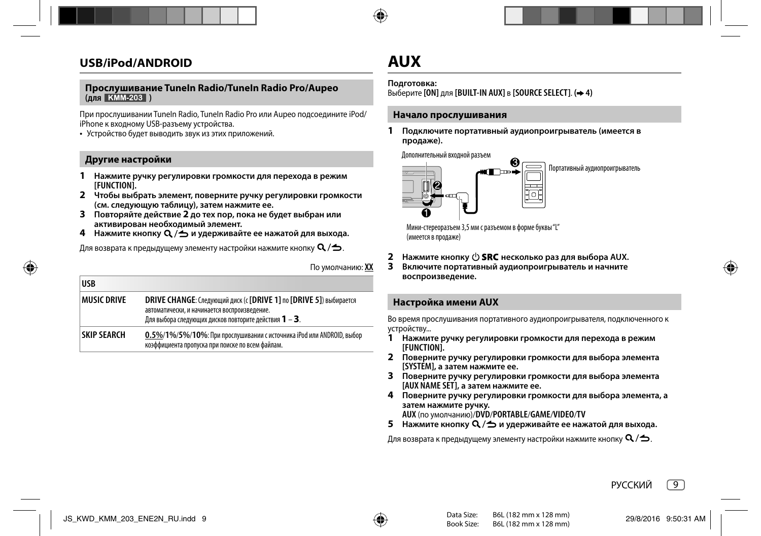## USB/iPod/ANDROID

### Прослушивание TuneIn Radio/TuneIn Radio Pro/Aupeo (для KMM-203 )

При прослушивании TuneIn Radio, TuneIn Radio Pro или Aupeo подсоедините iPod/iPhone к входному USB-разъему устройства.

- Устройство будет выводить звук из этих приложений.

### Другие настройки

1. **Нажмите ручку регулировки громкости для перехода в режим [FUNCTION].**
2. **Чтобы выбрать элемент, поверните ручку регулировки громкости (см. следующую таблицу), затем нажмите ее.**
3. **Повторяйте действие 2 до тех пор, пока не будет выбран или активирован необходимый элемент.**
4. **Нажмите кнопку Q/⮌ и удерживайте ее нажатой для выхода.**

Для возврата к предыдущему элементу настройки нажмите кнопку Q/⮌.

По умолчанию: **XX**

| USB | |
|---|---|
| **MUSIC DRIVE** | **DRIVE CHANGE**: Следующий диск (с **[DRIVE 1]** по **[DRIVE 5]**) выбирается автоматически, и начинается воспроизведение. Для выбора следующих дисков повторите действия **1** – **3**. |
| **SKIP SEARCH** | **0.5%**/**1%**/**5%**/**10%**: При прослушивании с источника iPod или ANDROID, выбор коэффициента пропуска при поиске по всем файлам. |

# AUX

**Подготовка:**
Выберите **[ON]** для **[BUILT-IN AUX]** в **[SOURCE SELECT]**. (➜ 4)

### Начало прослушивания

1. **Подключите портативный аудиопроигрыватель (имеется в продаже).**

Дополнительный входной разъем

Портативный аудиопроигрыватель

Мини-стереоразъем 3,5 мм с разъемом в форме буквы "L" (имеется в продаже)

2. **Нажмите кнопку ⏻ SRC несколько раз для выбора AUX.**
3. **Включите портативный аудиопроигрыватель и начните воспроизведение.**

### Настройка имени AUX

Во время прослушивания портативного аудиопроигрывателя, подключенного к устройству...

1. **Нажмите ручку регулировки громкости для перехода в режим [FUNCTION].**
2. **Поверните ручку регулировки громкости для выбора элемента [SYSTEM], а затем нажмите ее.**
3. **Поверните ручку регулировки громкости для выбора элемента [AUX NAME SET], а затем нажмите ее.**
4. **Поверните ручку регулировки громкости для выбора элемента, а затем нажмите ручку.**
   **AUX** (по умолчанию)/**DVD**/**PORTABLE**/**GAME**/**VIDEO**/**TV**
5. **Нажмите кнопку Q/⮌ и удерживайте ее нажатой для выхода.**

Для возврата к предыдущему элементу настройки нажмите кнопку Q/⮌.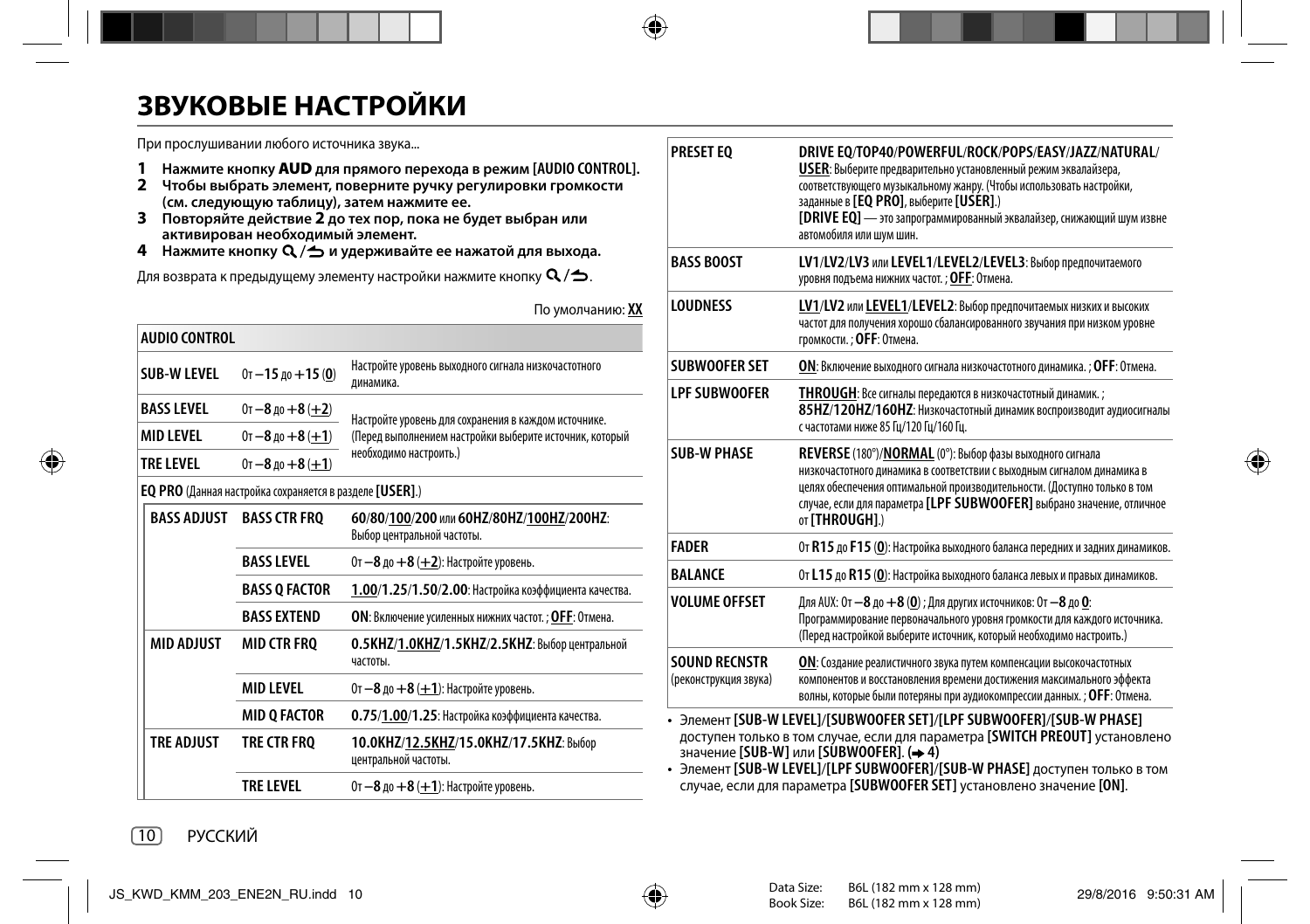# ЗВУКОВЫЕ НАСТРОЙКИ

При прослушивании любого источника звука...

1. **Нажмите кнопку AUD для прямого перехода в режим [AUDIO CONTROL].**
2. **Чтобы выбрать элемент, поверните ручку регулировки громкости (см. следующую таблицу), затем нажмите ее.**
3. **Повторяйте действие 2 до тех пор, пока не будет выбран или активирован необходимый элемент.**
4. **Нажмите кнопку 🔍/⮌ и удерживайте ее нажатой для выхода.**

Для возврата к предыдущему элементу настройки нажмите кнопку 🔍/⮌.

По умолчанию: **XX**

| AUDIO CONTROL | | |
|---|---|---|
| **SUB-W LEVEL** | От **–15** до **+15** (**0**) | Настройте уровень выходного сигнала низкочастотного динамика. |
| **BASS LEVEL** | От **–8** до **+8** (**+2**) | Настройте уровень для сохранения в каждом источнике. (Перед выполнением настройки выберите источник, который необходимо настроить.) |
| **MID LEVEL** | От **–8** до **+8** (**+1**) | |
| **TRE LEVEL** | От **–8** до **+8** (**+1**) | |

**EQ PRO** (Данная настройка сохраняется в разделе **[USER]**.)

| | | |
|---|---|---|
| **BASS ADJUST** | **BASS CTR FRQ** | **60**/**80**/**100**/**200** или **60HZ**/**80HZ**/**100HZ**/**200HZ**: Выбор центральной частоты. |
| | **BASS LEVEL** | От **–8** до **+8** (**+2**): Настройте уровень. |
| | **BASS Q FACTOR** | **1.00**/**1.25**/**1.50**/**2.00**: Настройка коэффициента качества. |
| | **BASS EXTEND** | **ON**: Включение усиленных нижних частот. ; **OFF**: Отмена. |
| **MID ADJUST** | **MID CTR FRQ** | **0.5KHZ**/**1.0KHZ**/**1.5KHZ**/**2.5KHZ**: Выбор центральной частоты. |
| | **MID LEVEL** | От **–8** до **+8** (**+1**): Настройте уровень. |
| | **MID Q FACTOR** | **0.75**/**1.00**/**1.25**: Настройка коэффициента качества. |
| **TRE ADJUST** | **TRE CTR FRQ** | **10.0KHZ**/**12.5KHZ**/**15.0KHZ**/**17.5KHZ**: Выбор центральной частоты. |
| | **TRE LEVEL** | От **–8** до **+8** (**+1**): Настройте уровень. |

| | |
|---|---|
| **PRESET EQ** | **DRIVE EQ**/**TOP40**/**POWERFUL**/**ROCK**/**POPS**/**EASY**/**JAZZ**/**NATURAL**/**USER**: Выберите предварительно установленный режим эквалайзера, соответствующего музыкальному жанру. (Чтобы использовать настройки, заданные в **[EQ PRO]**, выберите **[USER]**.) **[DRIVE EQ]** — это запрограммированный эквалайзер, снижающий шум извне автомобиля или шум шин. |
| **BASS BOOST** | **LV1**/**LV2**/**LV3** или **LEVEL1**/**LEVEL2**/**LEVEL3**: Выбор предпочитаемого уровня подъема нижних частот. ; **OFF**: Отмена. |
| **LOUDNESS** | **LV1**/**LV2** или **LEVEL1**/**LEVEL2**: Выбор предпочитаемых низких и высоких частот для получения хорошо сбалансированного звучания при низком уровне громкости. ; **OFF**: Отмена. |
| **SUBWOOFER SET** | **ON**: Включение выходного сигнала низкочастотного динамика. ; **OFF**: Отмена. |
| **LPF SUBWOOFER** | **THROUGH**: Все сигналы передаются в низкочастотный динамик. ; **85HZ**/**120HZ**/**160HZ**: Низкочастотный динамик воспроизводит аудиосигналы с частотами ниже 85 Гц/120 Гц/160 Гц. |
| **SUB-W PHASE** | **REVERSE** (180°)/**NORMAL** (0°): Выбор фазы выходного сигнала низкочастотного динамика в соответствии с выходным сигналом динамика в целях обеспечения оптимальной производительности. (Доступно только в том случае, если для параметра **[LPF SUBWOOFER]** выбрано значение, отличное от **[THROUGH]**.) |
| **FADER** | От **R15** до **F15** (**0**): Настройка выходного баланса передних и задних динамиков. |
| **BALANCE** | От **L15** до **R15** (**0**): Настройка выходного баланса левых и правых динамиков. |
| **VOLUME OFFSET** | Для AUX: От **–8** до **+8** (**0**) ; Для других источников: От **–8** до **0**: Программирование первоначального уровня громкости для каждого источника. (Перед настройкой выберите источник, который необходимо настроить.) |
| **SOUND RECNSTR** (реконструкция звука) | **ON**: Создание реалистичного звука путем компенсации высокочастотных компонентов и восстановления времени достижения максимального эффекта волны, которые были потеряны при аудиокомпрессии данных. ; **OFF**: Отмена. |

- Элемент **[SUB-W LEVEL]**/**[SUBWOOFER SET]**/**[LPF SUBWOOFER]**/**[SUB-W PHASE]** доступен только в том случае, если для параметра **[SWITCH PREOUT]** установлено значение **[SUB-W]** или **[SUBWOOFER]**. (➔ 4)
- Элемент **[SUB-W LEVEL]**/**[LPF SUBWOOFER]**/**[SUB-W PHASE]** доступен только в том случае, если для параметра **[SUBWOOFER SET]** установлено значение **[ON]**.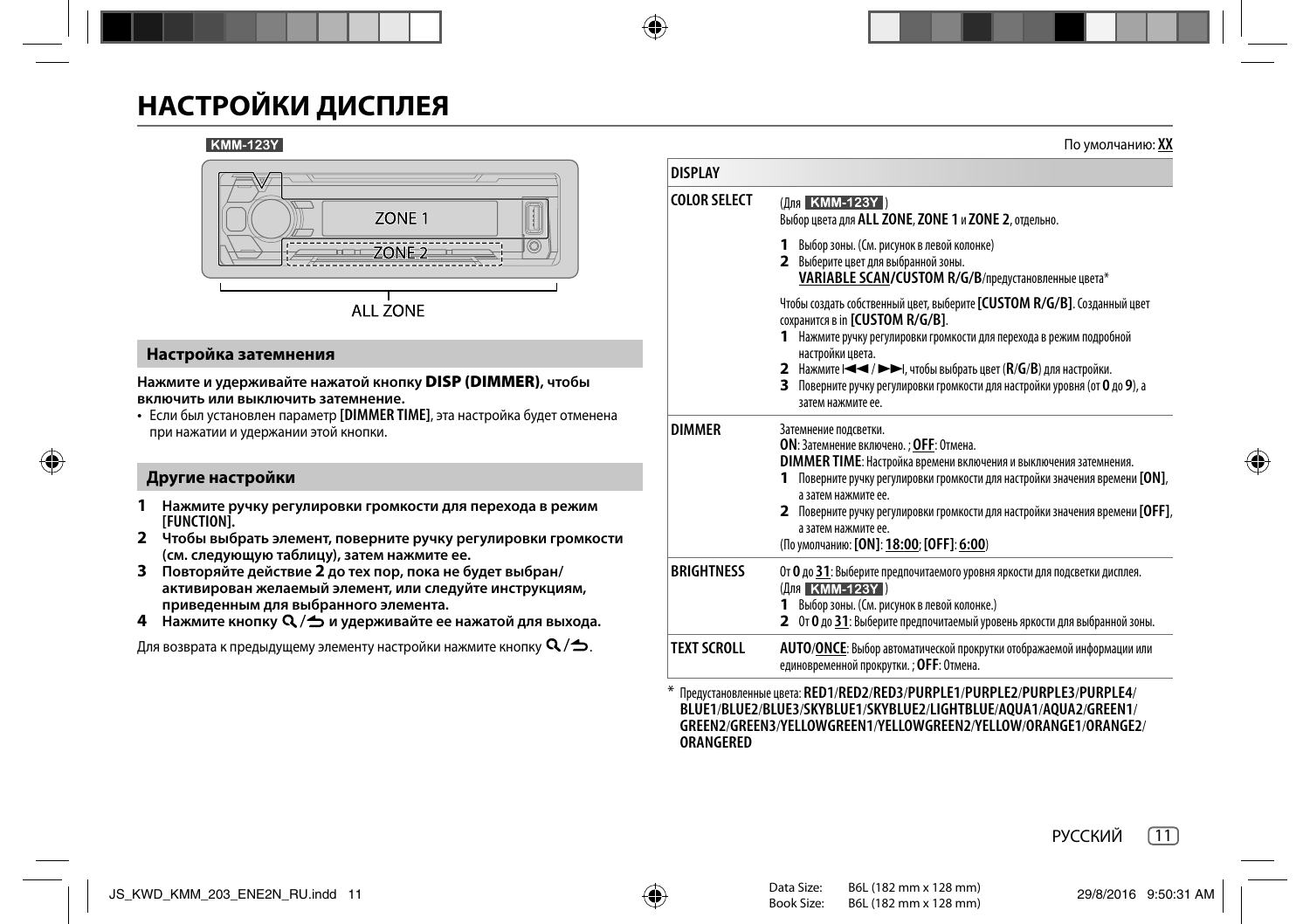# НАСТРОЙКИ ДИСПЛЕЯ

KMM-123Y

ZONE 1

ZONE 2

ALL ZONE

## Настройка затемнения

**Нажмите и удерживайте нажатой кнопку DISP (DIMMER), чтобы включить или выключить затемнение.**

- Если был установлен параметр **[DIMMER TIME]**, эта настройка будет отменена при нажатии и удержании этой кнопки.

## Другие настройки

1. **Нажмите ручку регулировки громкости для перехода в режим [FUNCTION].**
2. **Чтобы выбрать элемент, поверните ручку регулировки громкости (см. следующую таблицу), затем нажмите ее.**
3. **Повторяйте действие 2 до тех пор, пока не будет выбран/активирован желаемый элемент, или следуйте инструкциям, приведенным для выбранного элемента.**
4. **Нажмите кнопку 🔍/↩ и удерживайте ее нажатой для выхода.**

Для возврата к предыдущему элементу настройки нажмите кнопку 🔍/↩.

По умолчанию: <u>**XX**</u>

| DISPLAY | |
|---|---|
| **COLOR SELECT** | (Для KMM-123Y) Выбор цвета для **ALL ZONE**, **ZONE 1** и **ZONE 2**, отдельно.<br>**1** Выбор зоны. (См. рисунок в левой колонке)<br>**2** Выберите цвет для выбранной зоны. <u>**VARIABLE SCAN**</u>**/CUSTOM R/G/B**/предустановленные цвета*<br>Чтобы создать собственный цвет, выберите **[CUSTOM R/G/B]**. Созданный цвет сохранится в in **[CUSTOM R/G/B]**.<br>**1** Нажмите ручку регулировки громкости для перехода в режим подробной настройки цвета.<br>**2** Нажмите ⏮ / ⏭, чтобы выбрать цвет (**R**/**G**/**B**) для настройки.<br>**3** Поверните ручку регулировки громкости для настройки уровня (от **0** до **9**), а затем нажмите ее. |
| **DIMMER** | Затемнение подсветки.<br>**ON**: Затемнение включено. ; <u>**OFF**</u>: Отмена.<br>**DIMMER TIME**: Настройка времени включения и выключения затемнения.<br>**1** Поверните ручку регулировки громкости для настройки значения времени **[ON]**, а затем нажмите ее.<br>**2** Поверните ручку регулировки громкости для настройки значения времени **[OFF]**, а затем нажмите ее.<br>(По умолчанию: **[ON]**: <u>**18:00**</u>; **[OFF]**: <u>**6:00**</u>) |
| **BRIGHTNESS** | От **0** до <u>**31**</u>: Выберите предпочитаемого уровня яркости для подсветки дисплея.<br>(Для KMM-123Y)<br>**1** Выбор зоны. (См. рисунок в левой колонке.)<br>**2** От **0** до <u>**31**</u>: Выберите предпочитаемый уровень яркости для выбранной зоны. |
| **TEXT SCROLL** | **AUTO**/<u>**ONCE**</u>: Выбор автоматической прокрутки отображаемой информации или единовременной прокрутки. ; **OFF**: Отмена. |

\* Предустановленные цвета: **RED1/RED2/RED3/PURPLE1/PURPLE2/PURPLE3/PURPLE4/BLUE1/BLUE2/BLUE3/SKYBLUE1/SKYBLUE2/LIGHTBLUE/AQUA1/AQUA2/GREEN1/GREEN2/GREEN3/YELLOWGREEN1/YELLOWGREEN2/YELLOW/ORANGE1/ORANGE2/ORANGERED**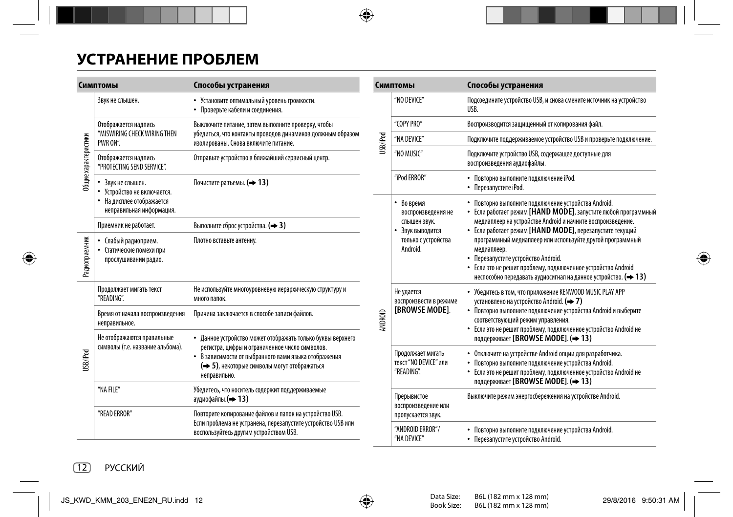# УСТРАНЕНИЕ ПРОБЛЕМ

| | Симптомы | Способы устранения |
|---|---|---|
| Общие характеристики | Звук не слышен. | • Установите оптимальный уровень громкости.<br>• Проверьте кабели и соединения. |
| | Отображается надпись "MISWIRING CHECK WIRING THEN PWR ON". | Выключите питание, затем выполните проверку, чтобы убедиться, что контакты проводов динамиков должным образом изолированы. Снова включите питание. |
| | Отображается надпись "PROTECTING SEND SERVICE". | Отправьте устройство в ближайший сервисный центр. |
| | • Звук не слышен.<br>• Устройство не включается.<br>• На дисплее отображается неправильная информация. | Почистите разъемы. **(➜ 13)** |
| | Приемник не работает. | Выполните сброс устройства. **(➜ 3)** |
| Радиоприемник | • Слабый радиоприем.<br>• Статические помехи при прослушивании радио. | Плотно вставьте антенну. |
| USB/iPod | Продолжает мигать текст "READING". | Не используйте многоуровневую иерархическую структуру и много папок. |
| | Время от начала воспроизведения неправильное. | Причина заключается в способе записи файлов. |
| | Не отображаются правильные символы (т.е. название альбома). | • Данное устройство может отображать только буквы верхнего регистра, цифры и ограниченное число символов.<br>• В зависимости от выбранного вами языка отображения **(➜ 5)**, некоторые символы могут отображаться неправильно. |
| | "NA FILE" | Убедитесь, что носитель содержит поддерживаемые аудиофайлы.**(➜ 13)** |
| | "READ ERROR" | Повторите копирование файлов и папок на устройство USB. Если проблема не устранена, перезапустите устройство USB или воспользуйтесь другим устройством USB. |

| | Симптомы | Способы устранения |
|---|---|---|
| USB/iPod | "NO DEVICE" | Подсоедините устройство USB, и снова смените источник на устройство USB. |
| | "COPY PRO" | Воспроизводится защищенный от копирования файл. |
| | "NA DEVICE" | Подключите поддерживаемое устройство USB и проверьте подключение. |
| | "NO MUSIC" | Подключите устройство USB, содержащее доступные для воспроизведения аудиофайлы. |
| | "iPod ERROR" | • Повторно выполните подключение iPod.<br>• Перезапустите iPod. |
| ANDROID | • Во время воспроизведения не слышен звук.<br>• Звук выводится только с устройства Android. | • Повторно выполните подключение устройства Android.<br>• Если работает режим **[HAND MODE]**, запустите любой программный медиаплеер на устройстве Android и начните воспроизведение.<br>• Если работает режим **[HAND MODE]**, перезапустите текущий программный медиаплеер или используйте другой программный медиаплеер.<br>• Перезапустите устройство Android.<br>• Если это не решит проблему, подключенное устройство Android неспособно передавать аудиосигнал на данное устройство. **(➜ 13)** |
| | Не удается воспроизвести в режиме **[BROWSE MODE]**. | • Убедитесь в том, что приложение KENWOOD MUSIC PLAY APP установлено на устройство Android. **(➜ 7)**<br>• Повторно выполните подключение устройства Android и выберите соответствующий режим управления.<br>• Если это не решит проблему, подключенное устройство Android не поддерживает **[BROWSE MODE]**. **(➜ 13)** |
| | Продолжает мигать текст "NO DEVICE" или "READING". | • Отключите на устройстве Android опции для разработчика.<br>• Повторно выполните подключение устройства Android.<br>• Если это не решит проблему, подключенное устройство Android не поддерживает **[BROWSE MODE]**. **(➜ 13)** |
| | Прерывистое воспроизведение или пропускается звук. | Выключите режим энергосбережения на устройстве Android. |
| | "ANDROID ERROR"/ "NA DEVICE" | • Повторно выполните подключение устройства Android.<br>• Перезапустите устройство Android. |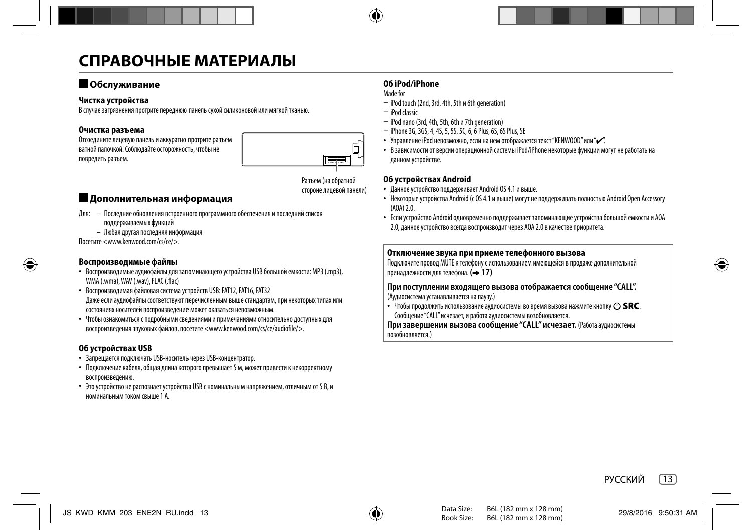# СПРАВОЧНЫЕ МАТЕРИАЛЫ

## Обслуживание

### Чистка устройства

В случае загрязнения протрите переднюю панель сухой силиконовой или мягкой тканью.

### Очистка разъема

Отсоедините лицевую панель и аккуратно протрите разъем ватной палочкой. Соблюдайте осторожность, чтобы не повредить разъем.

Разъем (на обратной стороне лицевой панели)

## Дополнительная информация

Для:
- Последние обновления встроенного программного обеспечения и последний список поддерживаемых функций
- Любая другая последняя информация

Посетите <www.kenwood.com/cs/ce/>.

### Воспроизводимые файлы

- Воспроизводимые аудиофайлы для запоминающего устройства USB большой емкости: MP3 (.mp3), WMA (.wma), WAV (.wav), FLAC (.flac)
- Воспроизводимая файловая система устройств USB: FAT12, FAT16, FAT32

  Даже если аудиофайлы соответствуют перечисленным выше стандартам, при некоторых типах или состояниях носителей воспроизведение может оказаться невозможным.
- Чтобы ознакомиться с подробными сведениями и примечаниями относительно доступных для воспроизведения звуковых файлов, посетите <www.kenwood.com/cs/ce/audiofile/>.

### Об устройствах USB

- Запрещается подключать USB-носитель через USB-концентратор.
- Подключение кабеля, общая длина которого превышает 5 м, может привести к некорректному воспроизведению.
- Это устройство не распознает устройства USB с номинальным напряжением, отличным от 5 В, и номинальным током свыше 1 А.

### Об iPod/iPhone

Made for
- iPod touch (2nd, 3rd, 4th, 5th и 6th generation)
- iPod classic
- iPod nano (3rd, 4th, 5th, 6th и 7th generation)
- iPhone 3G, 3GS, 4, 4S, 5, 5S, 5C, 6, 6 Plus, 6S, 6S Plus, SE

- Управление iPod невозможно, если на нем отображается текст "KENWOOD" или "✔".
- В зависимости от версии операционной системы iPod/iPhone некоторые функции могут не работать на данном устройстве.

### Об устройствах Android

- Данное устройство поддерживает Android OS 4.1 и выше.
- Некоторые устройства Android (с OS 4.1 и выше) могут не поддерживать полностью Android Open Accessory (AOA) 2.0.
- Если устройство Android одновременно поддерживает запоминающие устройства большой емкости и AOA 2.0, данное устройство всегда воспроизводит через AOA 2.0 в качестве приоритета.

### Отключение звука при приеме телефонного вызова

Подключите провод MUTE к телефону с использованием имеющейся в продаже дополнительной принадлежности для телефона. **(➡ 17)**

**При поступлении входящего вызова отображается сообщение "CALL".**
(Аудиосистема устанавливается на паузу.)

- Чтобы продолжить использование аудиосистемы во время вызова нажмите кнопку ⏻ **SRC**. Сообщение "CALL" исчезает, и работа аудиосистемы возобновляется.

**При завершении вызова сообщение "CALL" исчезает.** (Работа аудиосистемы возобновляется.)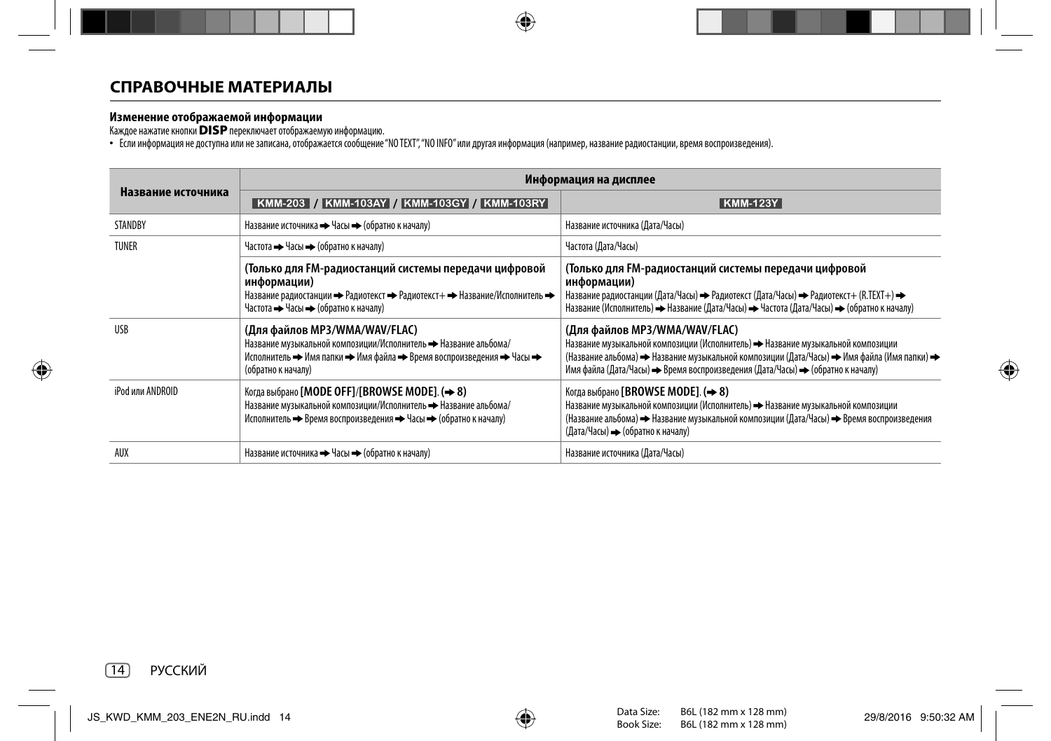## СПРАВОЧНЫЕ МАТЕРИАЛЫ

### Изменение отображаемой информации

Каждое нажатие кнопки **DISP** переключает отображаемую информацию.

- Если информация не доступна или не записана, отображается сообщение "NO TEXT", "NO INFO" или другая информация (например, название радиостанции, время воспроизведения).

| Название источника | Информация на дисплее | |
|---|---|---|
| | KMM-203 / KMM-103AY / KMM-103GY / KMM-103RY | KMM-123Y |
| STANDBY | Название источника ➡ Часы ➡ (обратно к началу) | Название источника (Дата/Часы) |
| TUNER | Частота ➡ Часы ➡ (обратно к началу) | Частота (Дата/Часы) |
| | **(Только для FM-радиостанций системы передачи цифровой информации)** Название радиостанции ➡ Радиотекст ➡ Радиотекст+ ➡ Название/Исполнитель ➡ Частота ➡ Часы ➡ (обратно к началу) | **(Только для FM-радиостанций системы передачи цифровой информации)** Название радиостанции (Дата/Часы) ➡ Радиотекст (Дата/Часы) ➡ Радиотекст+ (R.TEXT+) ➡ Название (Исполнитель) ➡ Название (Дата/Часы) ➡ Частота (Дата/Часы) ➡ (обратно к началу) |
| USB | **(Для файлов MP3/WMA/WAV/FLAC)** Название музыкальной композиции/Исполнитель ➡ Название альбома/Исполнитель ➡ Имя папки ➡ Имя файла ➡ Время воспроизведения ➡ Часы ➡ (обратно к началу) | **(Для файлов MP3/WMA/WAV/FLAC)** Название музыкальной композиции (Исполнитель) ➡ Название музыкальной композиции (Название альбома) ➡ Название музыкальной композиции (Дата/Часы) ➡ Имя файла (Имя папки) ➡ Имя файла (Дата/Часы) ➡ Время воспроизведения (Дата/Часы) ➡ (обратно к началу) |
| iPod или ANDROID | Когда выбрано **[MODE OFF]**/**[BROWSE MODE]**. (➡ 8) Название музыкальной композиции/Исполнитель ➡ Название альбома/Исполнитель ➡ Время воспроизведения ➡ Часы ➡ (обратно к началу) | Когда выбрано **[BROWSE MODE]**. (➡ 8) Название музыкальной композиции (Исполнитель) ➡ Название музыкальной композиции (Название альбома) ➡ Название музыкальной композиции (Дата/Часы) ➡ Время воспроизведения (Дата/Часы) ➡ (обратно к началу) |
| AUX | Название источника ➡ Часы ➡ (обратно к началу) | Название источника (Дата/Часы) |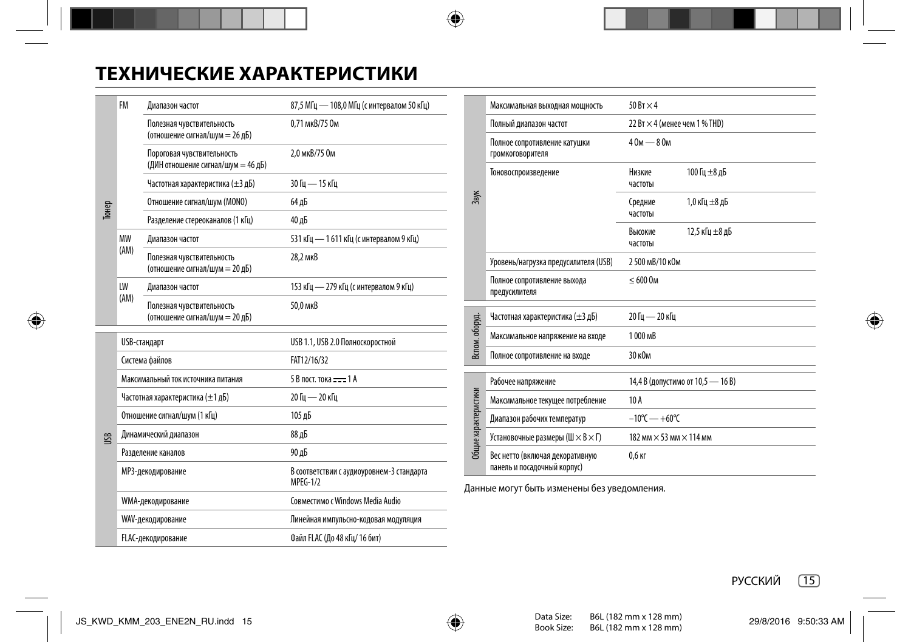# ТЕХНИЧЕСКИЕ ХАРАКТЕРИСТИКИ

| | | | |
|---|---|---|---|
| Тюнер | FM | Диапазон частот | 87,5 МГц — 108,0 МГц (с интервалом 50 кГц) |
| | | Полезная чувствительность (отношение сигнал/шум = 26 дБ) | 0,71 мкВ/75 Ом |
| | | Пороговая чувствительность (ДИН отношение сигнал/шум = 46 дБ) | 2,0 мкВ/75 Ом |
| | | Частотная характеристика (±3 дБ) | 30 Гц — 15 кГц |
| | | Отношение сигнал/шум (MONO) | 64 дБ |
| | | Разделение стереоканалов (1 кГц) | 40 дБ |
| | MW (AM) | Диапазон частот | 531 кГц — 1 611 кГц (с интервалом 9 кГц) |
| | | Полезная чувствительность (отношение сигнал/шум = 20 дБ) | 28,2 мкВ |
| | LW (AM) | Диапазон частот | 153 кГц — 279 кГц (с интервалом 9 кГц) |
| | | Полезная чувствительность (отношение сигнал/шум = 20 дБ) | 50,0 мкВ |

| | | |
|---|---|---|
| USB | USB-стандарт | USB 1.1, USB 2.0 Полноскоростной |
| | Система файлов | FAT12/16/32 |
| | Максимальный ток источника питания | 5 В пост. тока ⎓ 1 A |
| | Частотная характеристика (±1 дБ) | 20 Гц — 20 кГц |
| | Отношение сигнал/шум (1 кГц) | 105 дБ |
| | Динамический диапазон | 88 дБ |
| | Разделение каналов | 90 дБ |
| | MP3-декодирование | В соответствии с аудиоуровнем-3 стандарта MPEG-1/2 |
| | WMA-декодирование | Совместимо с Windows Media Audio |
| | WAV-декодирование | Линейная импульсно-кодовая модуляция |
| | FLAC-декодирование | Файл FLAC (До 48 кГц/ 16 бит) |

| | | | |
|---|---|---|---|
| Звук | Максимальная выходная мощность | 50 Вт × 4 | |
| | Полный диапазон частот | 22 Вт × 4 (менее чем 1 % THD) | |
| | Полное сопротивление катушки громкоговорителя | 4 Ом — 8 Ом | |
| | Тоновоспроизведение | Низкие частоты | 100 Гц ±8 дБ |
| | | Средние частоты | 1,0 кГц ±8 дБ |
| | | Высокие частоты | 12,5 кГц ±8 дБ |
| | Уровень/нагрузка предусилителя (USB) | 2 500 мВ/10 кОм | |
| | Полное сопротивление выхода предусилителя | ≤ 600 Ом | |

| | | |
|---|---|---|
| Вспом. оборуд. | Частотная характеристика (±3 дБ) | 20 Гц — 20 кГц |
| | Максимальное напряжение на входе | 1 000 мВ |
| | Полное сопротивление на входе | 30 кОм |

| | | |
|---|---|---|
| Общие характеристики | Рабочее напряжение | 14,4 В (допустимо от 10,5 — 16 В) |
| | Максимальное текущее потребление | 10 A |
| | Диапазон рабочих температур | –10°C — +60°C |
| | Установочные размеры (Ш × В × Г) | 182 мм × 53 мм × 114 мм |
| | Вес нетто (включая декоративную панель и посадочный корпус) | 0,6 кг |

Данные могут быть изменены без уведомления.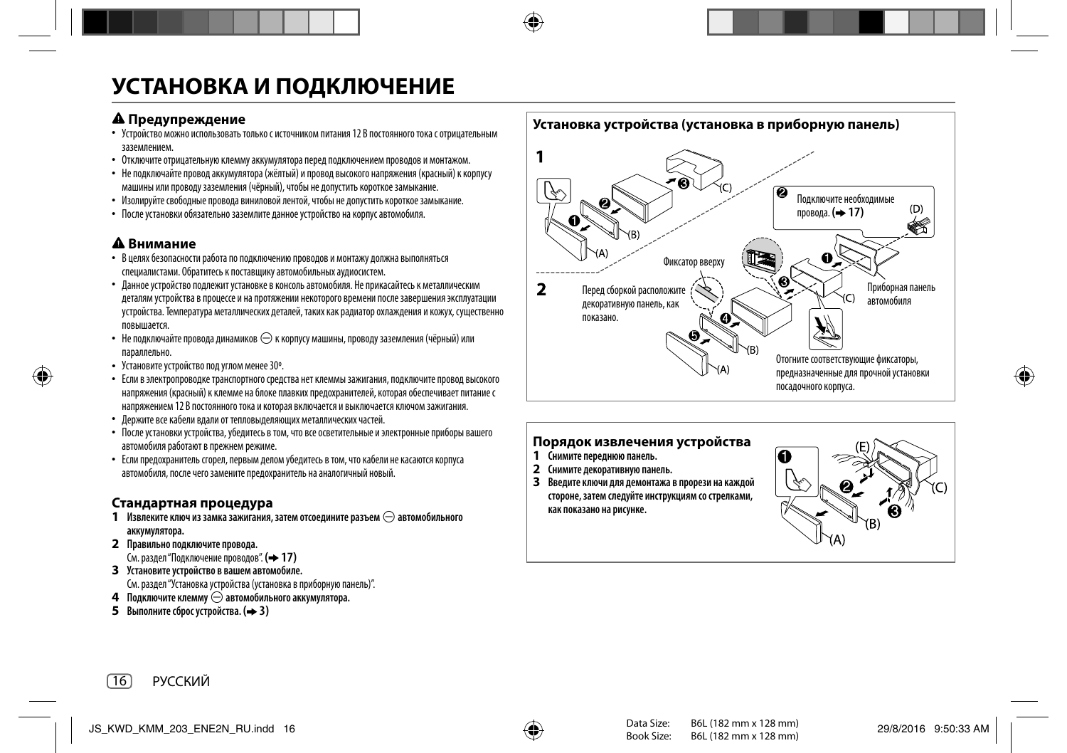# УСТАНОВКА И ПОДКЛЮЧЕНИЕ

### ⚠ Предупреждение

- Устройство можно использовать только с источником питания 12 В постоянного тока с отрицательным заземлением.
- Отключите отрицательную клемму аккумулятора перед подключением проводов и монтажом.
- Не подключайте провод аккумулятора (жёлтый) и провод высокого напряжения (красный) к корпусу машины или проводу заземления (чёрный), чтобы не допустить короткое замыкание.
- Изолируйте свободные провода виниловой лентой, чтобы не допустить короткое замыкание.
- После установки обязательно заземлите данное устройство на корпус автомобиля.

### ⚠ Внимание

- В целях безопасности работа по подключению проводов и монтажу должна выполняться специалистами. Обратитесь к поставщику автомобильных аудиосистем.
- Данное устройство подлежит установке в консоль автомобиля. Не прикасайтесь к металлическим деталям устройства в процессе и на протяжении некоторого времени после завершения эксплуатации устройства. Температура металлических деталей, таких как радиатор охлаждения и кожух, существенно повышается.
- Не подключайте провода динамиков ⊖ к корпусу машины, проводу заземления (чёрный) или параллельно.
- Установите устройство под углом менее 30º.
- Если в электропроводке транспортного средства нет клеммы зажигания, подключите провод высокого напряжения (красный) к клемме на блоке плавких предохранителей, которая обеспечивает питание с напряжением 12 В постоянного тока и которая включается и выключается ключом зажигания.
- Держите все кабели вдали от тепловыделяющих металлических частей.
- После установки устройства, убедитесь в том, что все осветительные и электронные приборы вашего автомобиля работают в прежнем режиме.
- Если предохранитель сгорел, первым делом убедитесь в том, что кабели не касаются корпуса автомобиля, после чего замените предохранитель на аналогичный новый.

### Стандартная процедура

1. **Извлеките ключ из замка зажигания, затем отсоедините разъем ⊖ автомобильного аккумулятора.**
2. **Правильно подключите провода.**
   См. раздел "Подключение проводов". (➜ 17)
3. **Установите устройство в вашем автомобиле.**
   См. раздел "Установка устройства (установка в приборную панель)".
4. **Подключите клемму ⊖ автомобильного аккумулятора.**
5. **Выполните сброс устройства. (➜ 3)**

### Установка устройства (установка в приборную панель)

**1**

❶ ❷ ❸ (A) (B) (C)

❷ Подключите необходимые провода. (➜ 17) (D)

Фиксатор вверху

**2** Перед сборкой расположите декоративную панель, как показано.

❶ ❷ ❸ ❹ ❺ (A) (B) (C)

Приборная панель автомобиля

Отогните соответствующие фиксаторы, предназначенные для прочной установки посадочного корпуса.

### Порядок извлечения устройства

1. **Снимите переднюю панель.**
2. **Снимите декоративную панель.**
3. **Введите ключи для демонтажа в прорези на каждой стороне, затем следуйте инструкциям со стрелками, как показано на рисунке.**

❶ ❷ ❸ (A) (B) (C) (E)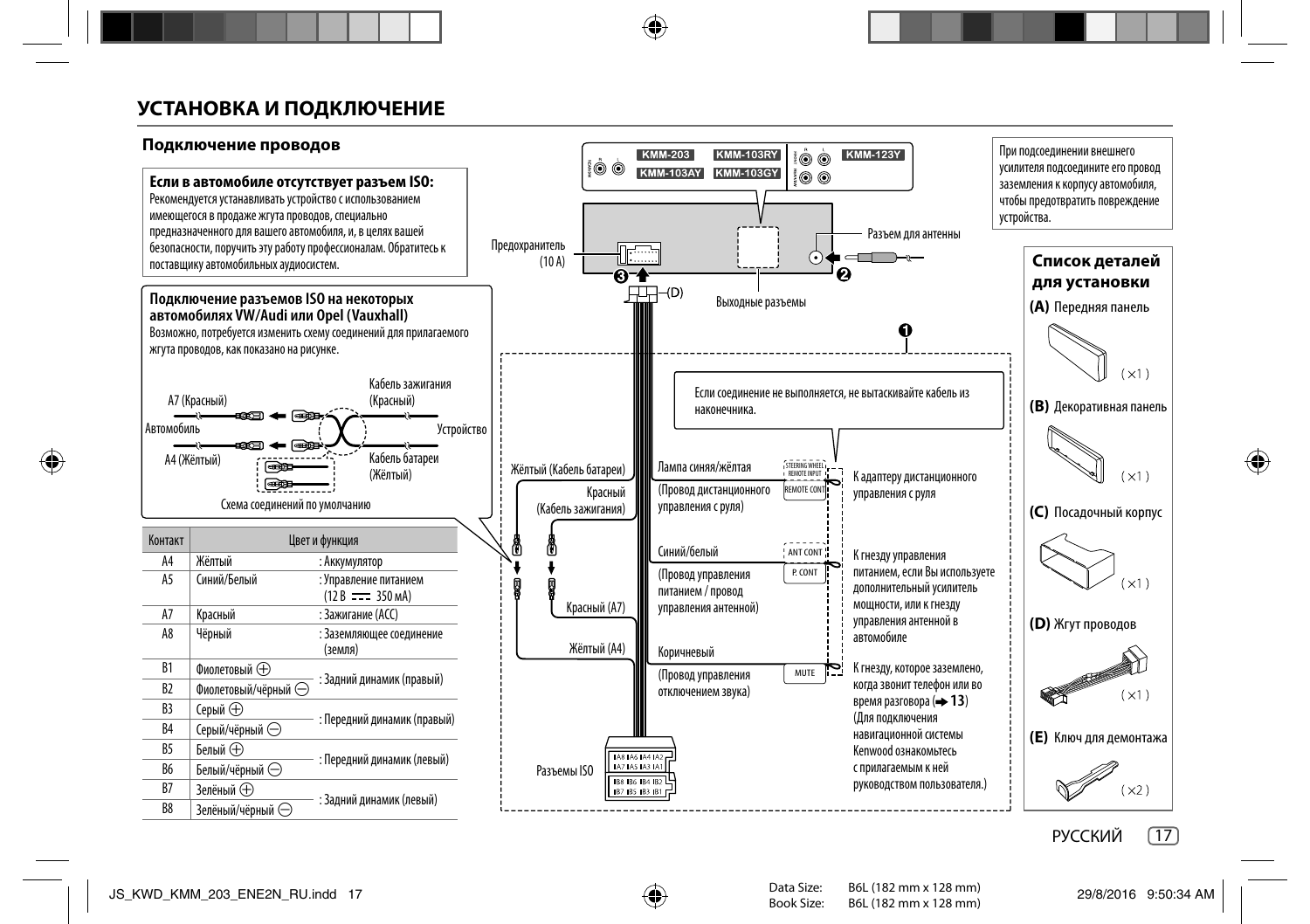# УСТАНОВКА И ПОДКЛЮЧЕНИЕ

## Подключение проводов

**Если в автомобиле отсутствует разъем ISO:**
Рекомендуется устанавливать устройство с использованием имеющегося в продаже жгута проводов, специально предназначенного для вашего автомобиля, и, в целях вашей безопасности, поручить эту работу профессионалам. Обратитесь к поставщику автомобильных аудиосистем.

**Подключение разъемов ISO на некоторых автомобилях VW/Audi или Opel (Vauxhall)**
Возможно, потребуется изменить схему соединений для прилагаемого жгута проводов, как показано на рисунке.

A7 (Красный)
Кабель зажигания (Красный)
Автомобиль
Устройство
A4 (Жёлтый)
Кабель батареи (Жёлтый)
Схема соединений по умолчанию

| Контакт | Цвет и функция | |
|---|---|---|
| A4 | Жёлтый | : Аккумулятор |
| A5 | Синий/Белый | : Управление питанием (12 В ⎓ 350 мА) |
| A7 | Красный | : Зажигание (ACC) |
| A8 | Чёрный | : Заземляющее соединение (земля) |
| B1 | Фиолетовый ⊕ | : Задний динамик (правый) |
| B2 | Фиолетовый/чёрный ⊖ | |
| B3 | Серый ⊕ | : Передний динамик (правый) |
| B4 | Серый/чёрный ⊖ | |
| B5 | Белый ⊕ | : Передний динамик (левый) |
| B6 | Белый/чёрный ⊖ | |
| B7 | Зелёный ⊕ | : Задний динамик (левый) |
| B8 | Зелёный/чёрный ⊖ | |

KMM-203 KMM-103RY KMM-103AY KMM-103GY KMM-123Y

При подсоединении внешнего усилителя подсоедините его провод заземления к корпусу автомобиля, чтобы предотвратить повреждение устройства.

Предохранитель (10 A)
Разъем для антенны
Выходные разъемы
(D)

Если соединение не выполняется, не вытаскивайте кабель из наконечника.

Жёлтый (Кабель батареи)
Красный (Кабель зажигания)
Красный (A7)
Жёлтый (A4)

Лампа синяя/жёлтая (Провод дистанционного управления с руля) — STEERING WHEEL REMOTE INPUT / REMOTE CONT — К адаптеру дистанционного управления с руля

Синий/белый (Провод управления питанием / провод управления антенной) — ANT CONT / P. CONT — К гнезду управления питанием, если Вы используете дополнительный усилитель мощности, или к гнезду управления антенной в автомобиле

Коричневый (Провод управления отключением звука) — MUTE — К гнезду, которое заземлено, когда звонит телефон или во время разговора (➡ **13**) (Для подключения навигационной системы Kenwood ознакомьтесь с прилагаемым к ней руководством пользователя.)

Разъемы ISO

## Список деталей для установки

**(A)** Передняя панель (×1)

**(B)** Декоративная панель (×1)

**(C)** Посадочный корпус (×1)

**(D)** Жгут проводов (×1)

**(E)** Ключ для демонтажа (×2)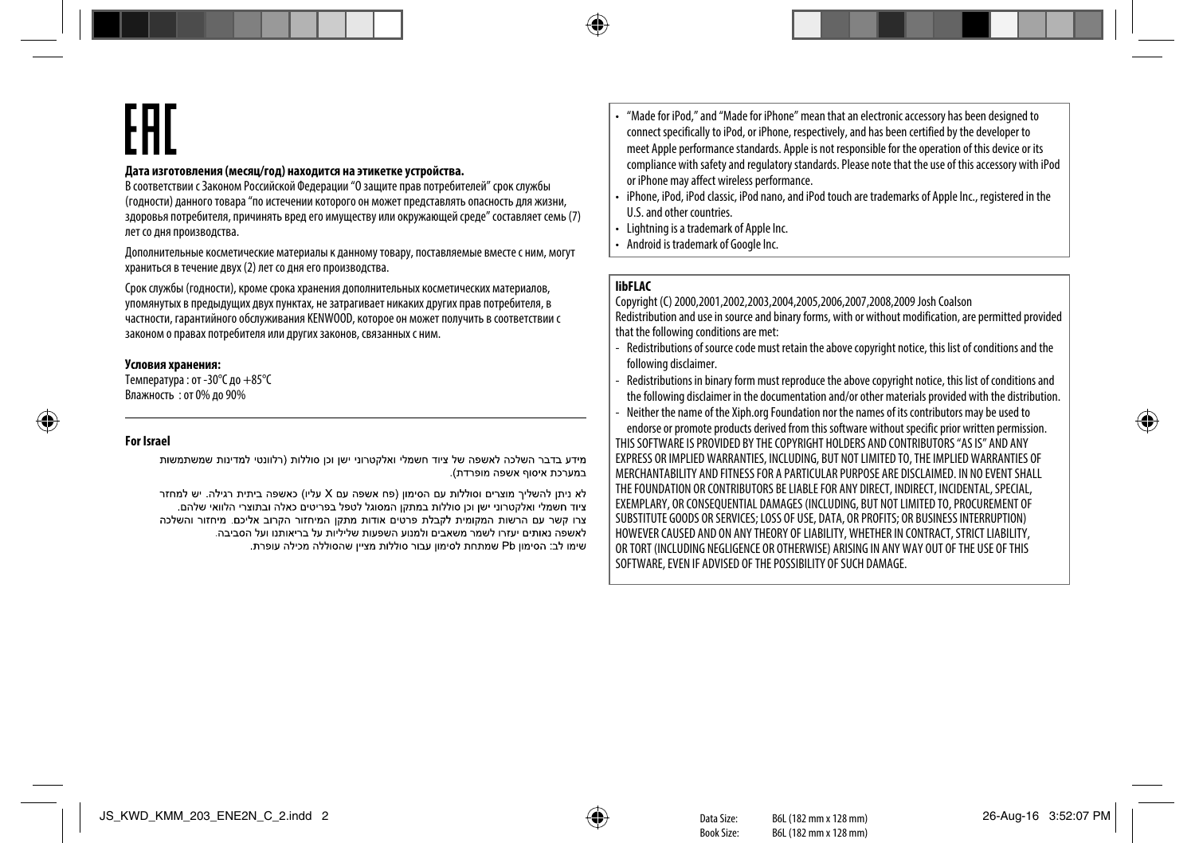EAC

**Дата изготовления (месяц/год) находится на этикетке устройства.**

В соответствии с Законом Российской Федерации “О защите прав потребителей” срок службы (годности) данного товара “по истечении которого он может представлять опасность для жизни, здоровья потребителя, причинять вред его имуществу или окружающей среде” составляет семь (7) лет со дня производства.

Дополнительные косметические материалы к данному товару, поставляемые вместе с ним, могут храниться в течение двух (2) лет со дня его производства.

Срок службы (годности), кроме срока хранения дополнительных косметических материалов, упомянутых в предыдущих двух пунктах, не затрагивает никаких других прав потребителя, в частности, гарантийного обслуживания KENWOOD, которое он может получить в соответствии с законом о правах потребителя или других законов, связанных с ним.

**Условия хранения:**

Температура : от -30°C до +85°C
Влажность : от 0% до 90%

**For Israel**

מידע בדבר השלכה לאשפה של ציוד חשמלי ואלקטרוני ישן וכן סוללות (רלוונטי למדינות שמשתמשות במערכת איסוף אשפה מופרדת).

לא ניתן להשליך מוצרים וסוללות עם הסימון (פח אשפה עם X עליו) כאשפה ביתית רגילה. יש למחזר ציוד חשמלי ואלקטרוני ישן וכן סוללות במתקן המסוגל לטפל בפריטים כאלה ובתוצרי הלוואי שלהם. צרו קשר עם הרשות המקומית לקבלת פרטים אודות מתקן המיחזור הקרוב אליכם. מיחזור והשלכה לאשפה נאותים יעזרו לשמר משאבים ולמנוע השפעות שליליות על בריאותנו ועל הסביבה.
שימו לב: הסימון Pb שמתחת לסימון עבור סוללות מציין שהסוללה מכילה עופרת.

- “Made for iPod,” and “Made for iPhone” mean that an electronic accessory has been designed to connect specifically to iPod, or iPhone, respectively, and has been certified by the developer to meet Apple performance standards. Apple is not responsible for the operation of this device or its compliance with safety and regulatory standards. Please note that the use of this accessory with iPod or iPhone may affect wireless performance.
- iPhone, iPod, iPod classic, iPod nano, and iPod touch are trademarks of Apple Inc., registered in the U.S. and other countries.
- Lightning is a trademark of Apple Inc.
- Android is trademark of Google Inc.

**libFLAC**

Copyright (C) 2000,2001,2002,2003,2004,2005,2006,2007,2008,2009 Josh Coalson
Redistribution and use in source and binary forms, with or without modification, are permitted provided that the following conditions are met:

- Redistributions of source code must retain the above copyright notice, this list of conditions and the following disclaimer.
- Redistributions in binary form must reproduce the above copyright notice, this list of conditions and the following disclaimer in the documentation and/or other materials provided with the distribution.
- Neither the name of the Xiph.org Foundation nor the names of its contributors may be used to endorse or promote products derived from this software without specific prior written permission.

THIS SOFTWARE IS PROVIDED BY THE COPYRIGHT HOLDERS AND CONTRIBUTORS “AS IS” AND ANY EXPRESS OR IMPLIED WARRANTIES, INCLUDING, BUT NOT LIMITED TO, THE IMPLIED WARRANTIES OF MERCHANTABILITY AND FITNESS FOR A PARTICULAR PURPOSE ARE DISCLAIMED. IN NO EVENT SHALL THE FOUNDATION OR CONTRIBUTORS BE LIABLE FOR ANY DIRECT, INDIRECT, INCIDENTAL, SPECIAL, EXEMPLARY, OR CONSEQUENTIAL DAMAGES (INCLUDING, BUT NOT LIMITED TO, PROCUREMENT OF SUBSTITUTE GOODS OR SERVICES; LOSS OF USE, DATA, OR PROFITS; OR BUSINESS INTERRUPTION) HOWEVER CAUSED AND ON ANY THEORY OF LIABILITY, WHETHER IN CONTRACT, STRICT LIABILITY, OR TORT (INCLUDING NEGLIGENCE OR OTHERWISE) ARISING IN ANY WAY OUT OF THE USE OF THIS SOFTWARE, EVEN IF ADVISED OF THE POSSIBILITY OF SUCH DAMAGE.